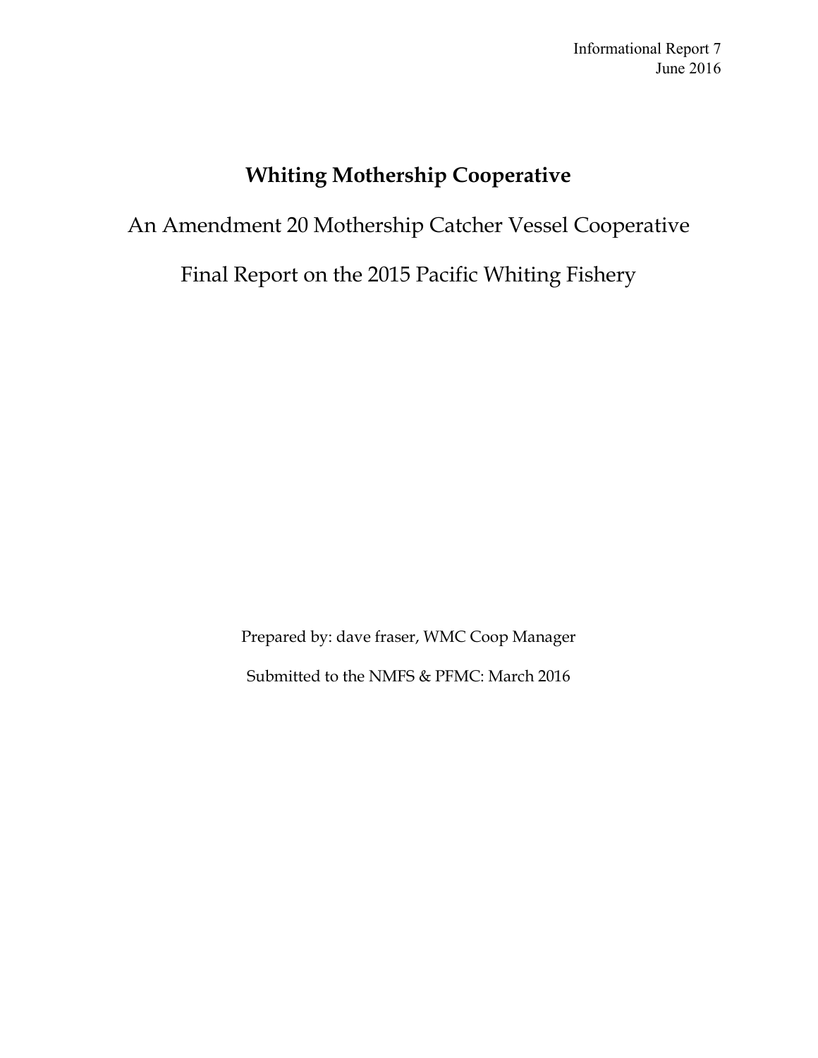Informational Report 7
June 2016

# Whiting Mothership Cooperative

## An Amendment 20 Mothership Catcher Vessel Cooperative

## Final Report on the 2015 Pacific Whiting Fishery

Prepared by: dave fraser, WMC Coop Manager

Submitted to the NMFS & PFMC: March 2016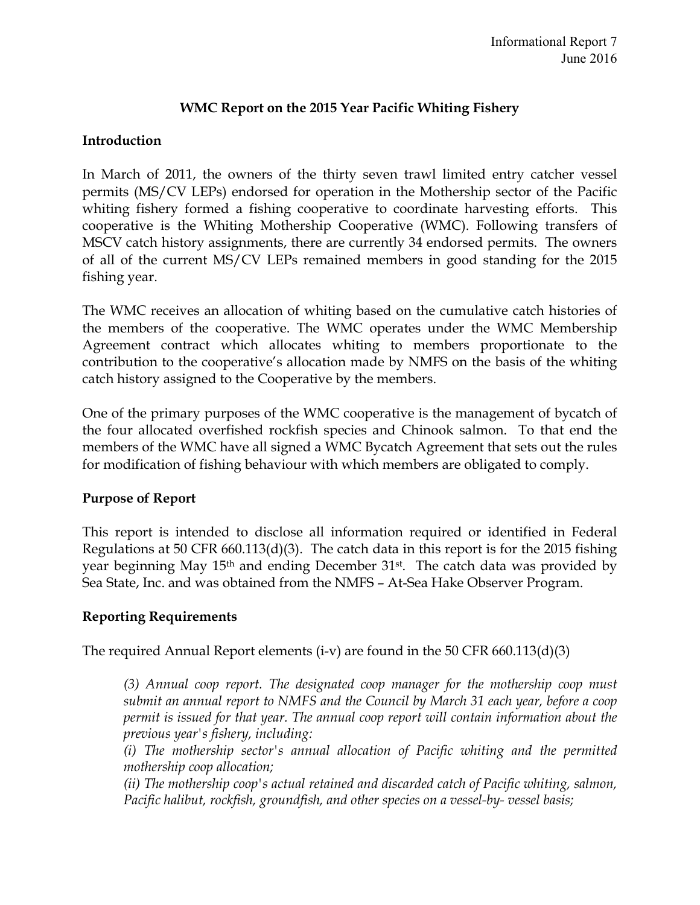Informational Report 7
June 2016

## WMC Report on the 2015 Year Pacific Whiting Fishery

### Introduction

In March of 2011, the owners of the thirty seven trawl limited entry catcher vessel permits (MS/CV LEPs) endorsed for operation in the Mothership sector of the Pacific whiting fishery formed a fishing cooperative to coordinate harvesting efforts. This cooperative is the Whiting Mothership Cooperative (WMC). Following transfers of MSCV catch history assignments, there are currently 34 endorsed permits. The owners of all of the current MS/CV LEPs remained members in good standing for the 2015 fishing year.

The WMC receives an allocation of whiting based on the cumulative catch histories of the members of the cooperative. The WMC operates under the WMC Membership Agreement contract which allocates whiting to members proportionate to the contribution to the cooperative's allocation made by NMFS on the basis of the whiting catch history assigned to the Cooperative by the members.

One of the primary purposes of the WMC cooperative is the management of bycatch of the four allocated overfished rockfish species and Chinook salmon. To that end the members of the WMC have all signed a WMC Bycatch Agreement that sets out the rules for modification of fishing behaviour with which members are obligated to comply.

### Purpose of Report

This report is intended to disclose all information required or identified in Federal Regulations at 50 CFR 660.113(d)(3). The catch data in this report is for the 2015 fishing year beginning May 15th and ending December 31st. The catch data was provided by Sea State, Inc. and was obtained from the NMFS – At-Sea Hake Observer Program.

### Reporting Requirements

The required Annual Report elements (i-v) are found in the 50 CFR 660.113(d)(3)

> *(3) Annual coop report. The designated coop manager for the mothership coop must submit an annual report to NMFS and the Council by March 31 each year, before a coop permit is issued for that year. The annual coop report will contain information about the previous year's fishery, including:*
>
> *(i) The mothership sector's annual allocation of Pacific whiting and the permitted mothership coop allocation;*
>
> *(ii) The mothership coop's actual retained and discarded catch of Pacific whiting, salmon, Pacific halibut, rockfish, groundfish, and other species on a vessel-by- vessel basis;*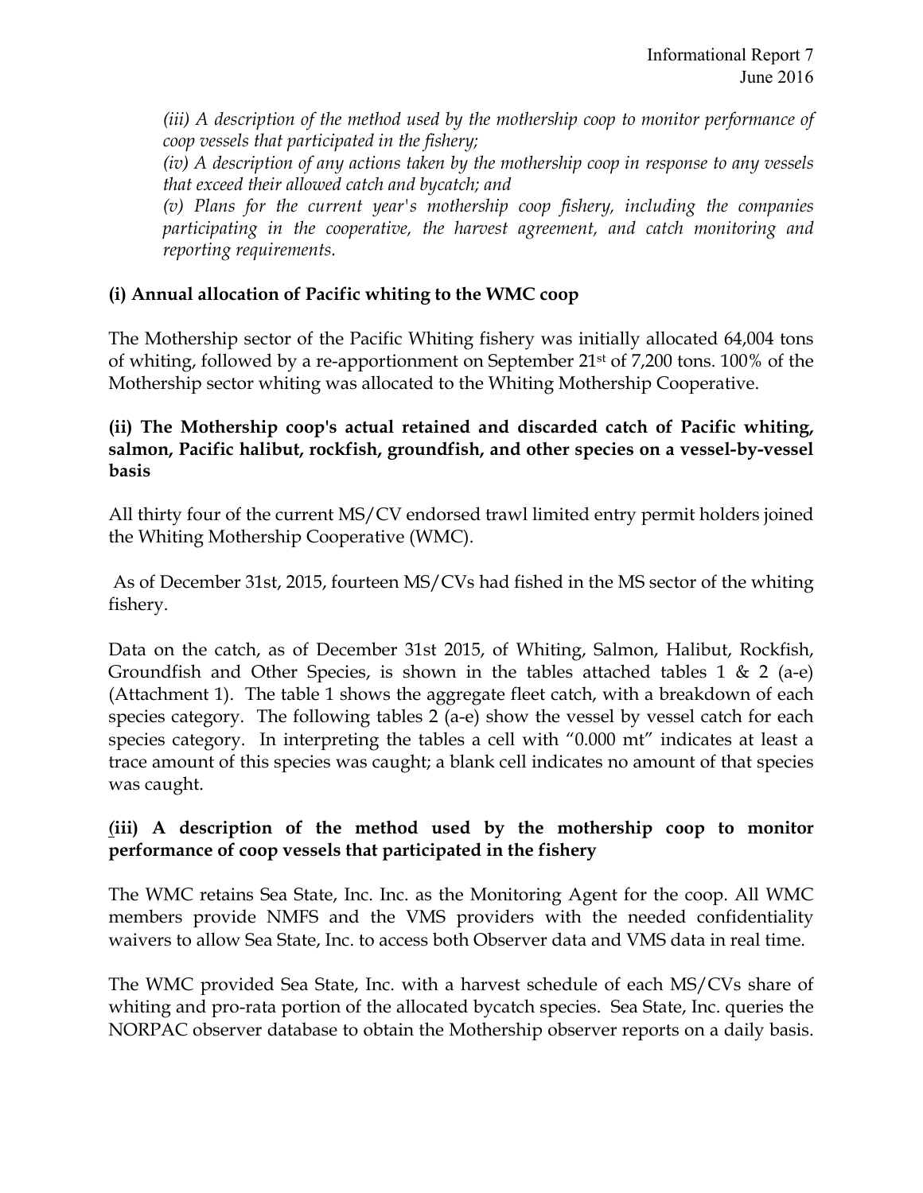*(iii) A description of the method used by the mothership coop to monitor performance of coop vessels that participated in the fishery;*
*(iv) A description of any actions taken by the mothership coop in response to any vessels that exceed their allowed catch and bycatch; and*
*(v) Plans for the current year's mothership coop fishery, including the companies participating in the cooperative, the harvest agreement, and catch monitoring and reporting requirements.*

### (i) Annual allocation of Pacific whiting to the WMC coop

The Mothership sector of the Pacific Whiting fishery was initially allocated 64,004 tons of whiting, followed by a re-apportionment on September 21st of 7,200 tons. 100% of the Mothership sector whiting was allocated to the Whiting Mothership Cooperative.

### (ii) The Mothership coop's actual retained and discarded catch of Pacific whiting, salmon, Pacific halibut, rockfish, groundfish, and other species on a vessel-by-vessel basis

All thirty four of the current MS/CV endorsed trawl limited entry permit holders joined the Whiting Mothership Cooperative (WMC).

As of December 31st, 2015, fourteen MS/CVs had fished in the MS sector of the whiting fishery.

Data on the catch, as of December 31st 2015, of Whiting, Salmon, Halibut, Rockfish, Groundfish and Other Species, is shown in the tables attached tables 1 & 2 (a-e) (Attachment 1). The table 1 shows the aggregate fleet catch, with a breakdown of each species category. The following tables 2 (a-e) show the vessel by vessel catch for each species category. In interpreting the tables a cell with "0.000 mt" indicates at least a trace amount of this species was caught; a blank cell indicates no amount of that species was caught.

### (iii) A description of the method used by the mothership coop to monitor performance of coop vessels that participated in the fishery

The WMC retains Sea State, Inc. Inc. as the Monitoring Agent for the coop. All WMC members provide NMFS and the VMS providers with the needed confidentiality waivers to allow Sea State, Inc. to access both Observer data and VMS data in real time.

The WMC provided Sea State, Inc. with a harvest schedule of each MS/CVs share of whiting and pro-rata portion of the allocated bycatch species. Sea State, Inc. queries the NORPAC observer database to obtain the Mothership observer reports on a daily basis.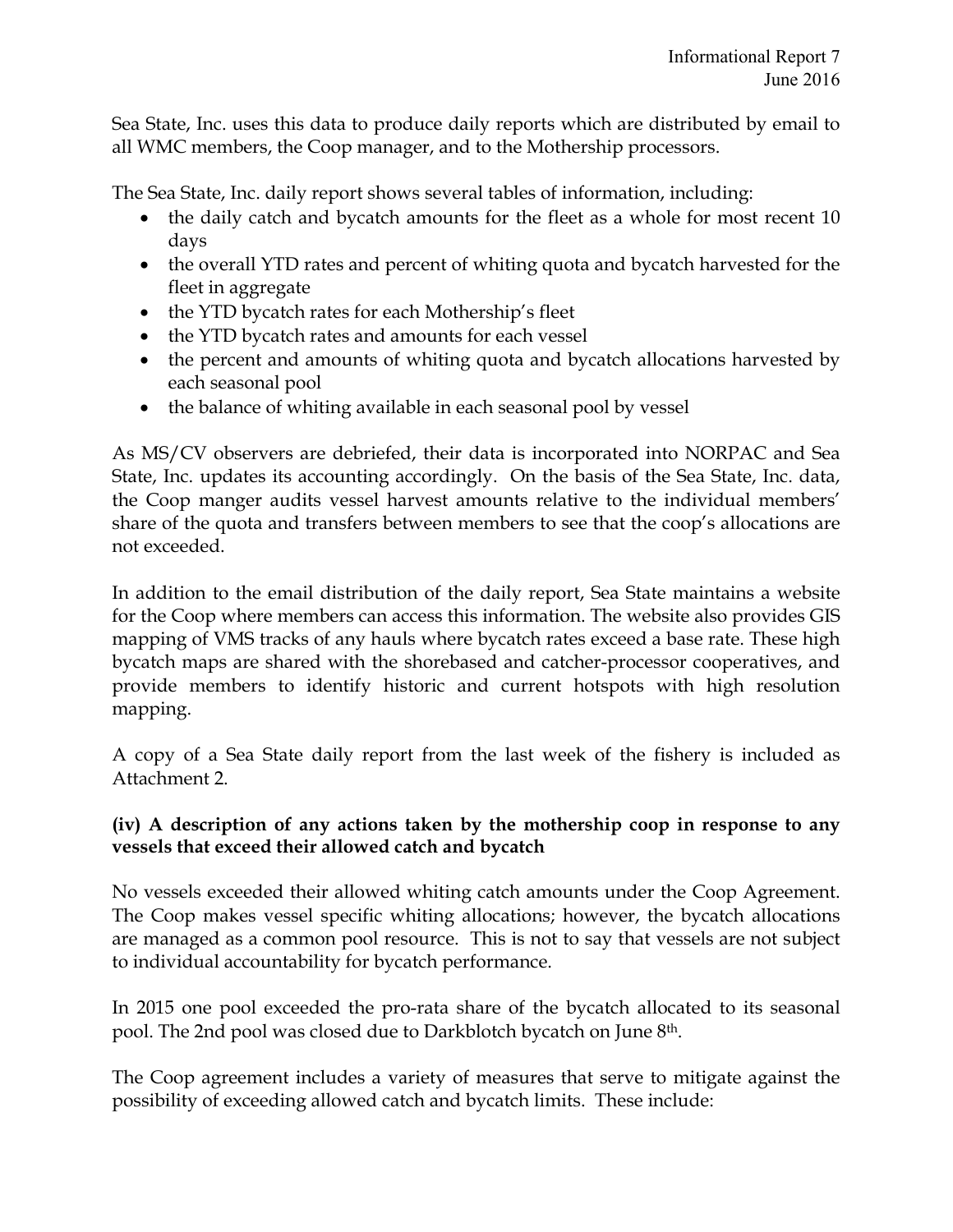Sea State, Inc. uses this data to produce daily reports which are distributed by email to all WMC members, the Coop manager, and to the Mothership processors.

The Sea State, Inc. daily report shows several tables of information, including:

- the daily catch and bycatch amounts for the fleet as a whole for most recent 10 days
- the overall YTD rates and percent of whiting quota and bycatch harvested for the fleet in aggregate
- the YTD bycatch rates for each Mothership's fleet
- the YTD bycatch rates and amounts for each vessel
- the percent and amounts of whiting quota and bycatch allocations harvested by each seasonal pool
- the balance of whiting available in each seasonal pool by vessel

As MS/CV observers are debriefed, their data is incorporated into NORPAC and Sea State, Inc. updates its accounting accordingly. On the basis of the Sea State, Inc. data, the Coop manger audits vessel harvest amounts relative to the individual members' share of the quota and transfers between members to see that the coop's allocations are not exceeded.

In addition to the email distribution of the daily report, Sea State maintains a website for the Coop where members can access this information. The website also provides GIS mapping of VMS tracks of any hauls where bycatch rates exceed a base rate. These high bycatch maps are shared with the shorebased and catcher-processor cooperatives, and provide members to identify historic and current hotspots with high resolution mapping.

A copy of a Sea State daily report from the last week of the fishery is included as Attachment 2.

**(iv) A description of any actions taken by the mothership coop in response to any vessels that exceed their allowed catch and bycatch**

No vessels exceeded their allowed whiting catch amounts under the Coop Agreement. The Coop makes vessel specific whiting allocations; however, the bycatch allocations are managed as a common pool resource. This is not to say that vessels are not subject to individual accountability for bycatch performance.

In 2015 one pool exceeded the pro-rata share of the bycatch allocated to its seasonal pool. The 2nd pool was closed due to Darkblotch bycatch on June 8th.

The Coop agreement includes a variety of measures that serve to mitigate against the possibility of exceeding allowed catch and bycatch limits. These include: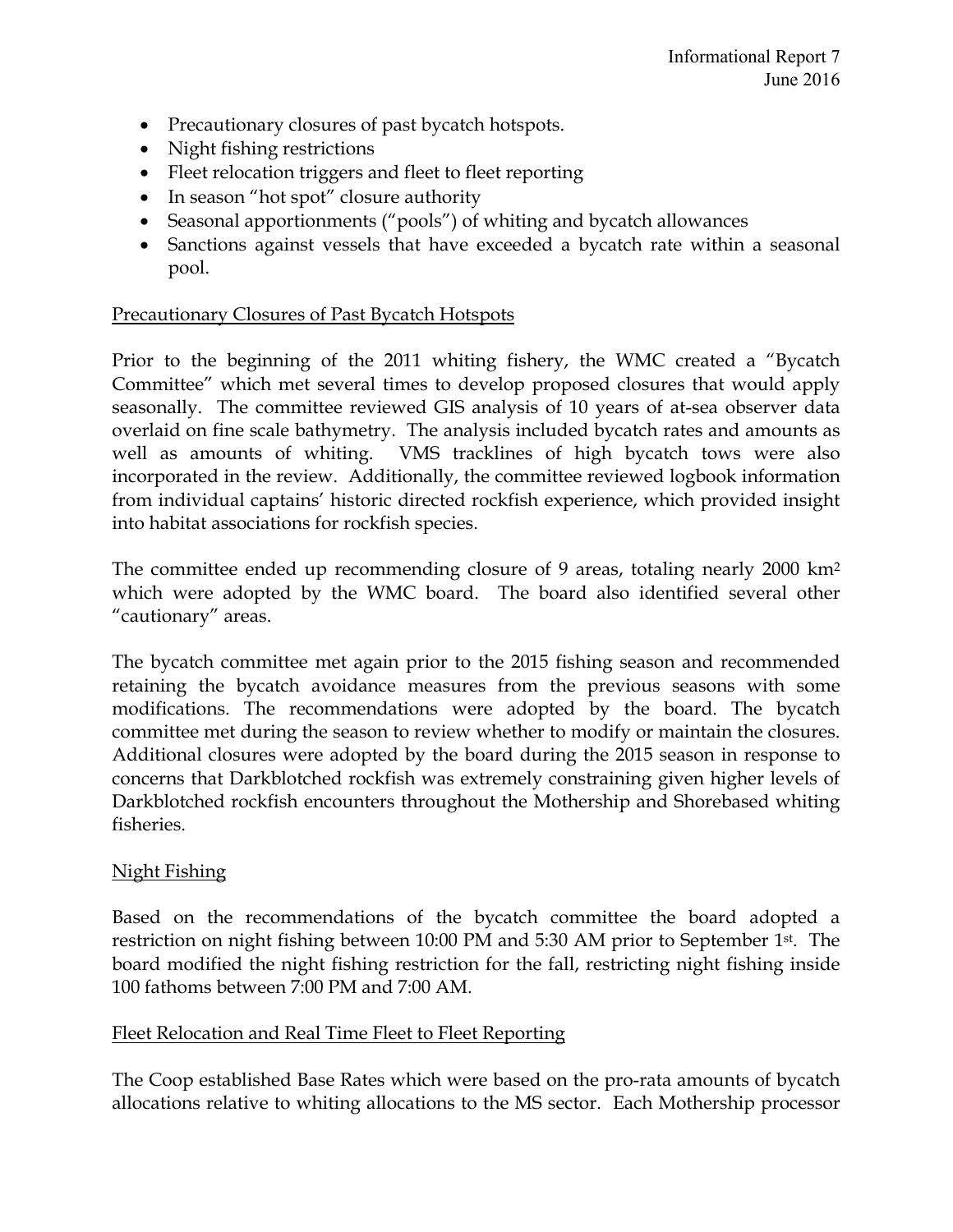- Precautionary closures of past bycatch hotspots.
- Night fishing restrictions
- Fleet relocation triggers and fleet to fleet reporting
- In season "hot spot" closure authority
- Seasonal apportionments ("pools") of whiting and bycatch allowances
- Sanctions against vessels that have exceeded a bycatch rate within a seasonal pool.

## Precautionary Closures of Past Bycatch Hotspots

Prior to the beginning of the 2011 whiting fishery, the WMC created a "Bycatch Committee" which met several times to develop proposed closures that would apply seasonally. The committee reviewed GIS analysis of 10 years of at-sea observer data overlaid on fine scale bathymetry. The analysis included bycatch rates and amounts as well as amounts of whiting. VMS tracklines of high bycatch tows were also incorporated in the review. Additionally, the committee reviewed logbook information from individual captains' historic directed rockfish experience, which provided insight into habitat associations for rockfish species.

The committee ended up recommending closure of 9 areas, totaling nearly 2000 km$^2$ which were adopted by the WMC board. The board also identified several other "cautionary" areas.

The bycatch committee met again prior to the 2015 fishing season and recommended retaining the bycatch avoidance measures from the previous seasons with some modifications. The recommendations were adopted by the board. The bycatch committee met during the season to review whether to modify or maintain the closures. Additional closures were adopted by the board during the 2015 season in response to concerns that Darkblotched rockfish was extremely constraining given higher levels of Darkblotched rockfish encounters throughout the Mothership and Shorebased whiting fisheries.

## Night Fishing

Based on the recommendations of the bycatch committee the board adopted a restriction on night fishing between 10:00 PM and 5:30 AM prior to September 1st. The board modified the night fishing restriction for the fall, restricting night fishing inside 100 fathoms between 7:00 PM and 7:00 AM.

## Fleet Relocation and Real Time Fleet to Fleet Reporting

The Coop established Base Rates which were based on the pro-rata amounts of bycatch allocations relative to whiting allocations to the MS sector. Each Mothership processor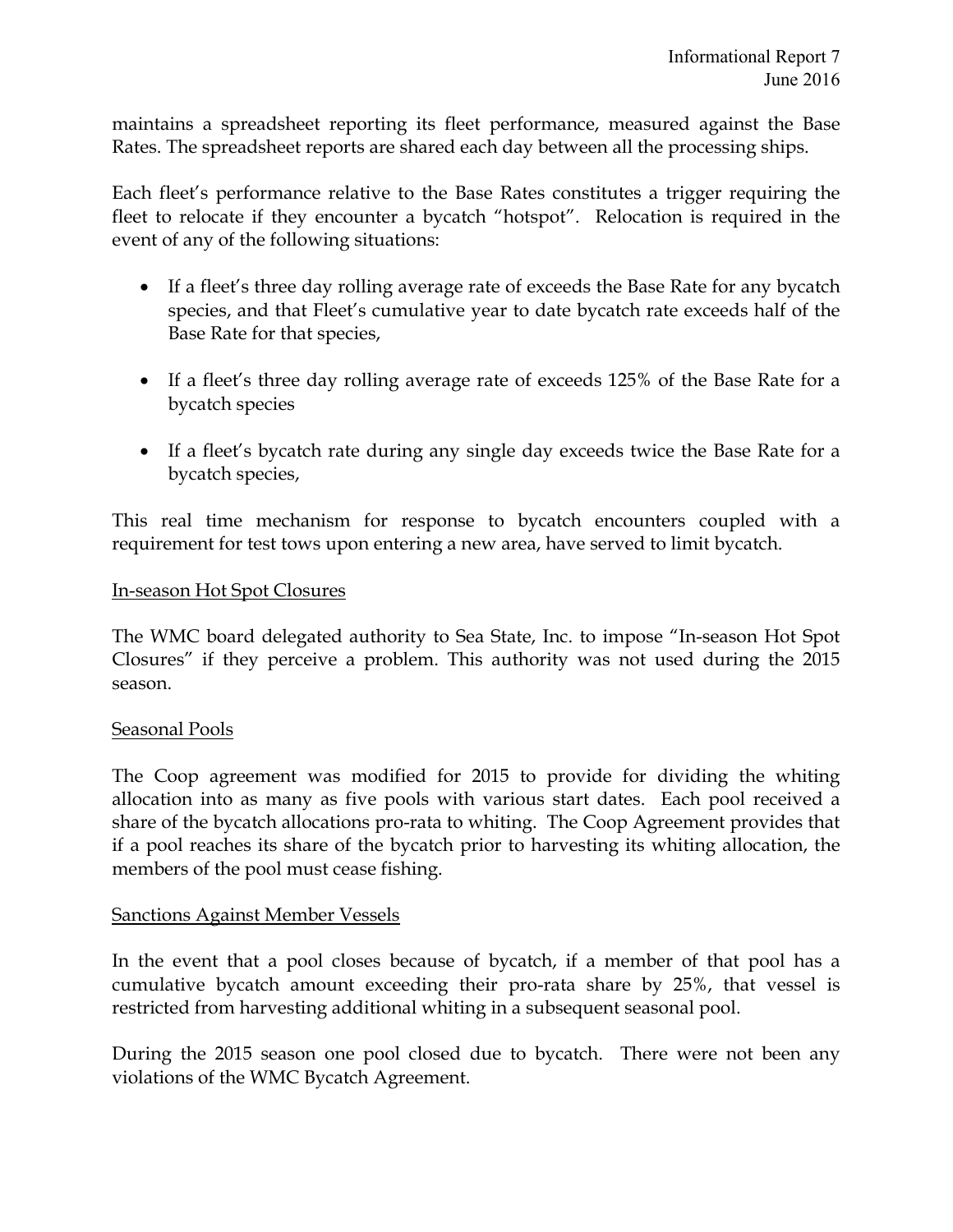maintains a spreadsheet reporting its fleet performance, measured against the Base Rates. The spreadsheet reports are shared each day between all the processing ships.

Each fleet's performance relative to the Base Rates constitutes a trigger requiring the fleet to relocate if they encounter a bycatch "hotspot". Relocation is required in the event of any of the following situations:

- If a fleet's three day rolling average rate of exceeds the Base Rate for any bycatch species, and that Fleet's cumulative year to date bycatch rate exceeds half of the Base Rate for that species,
- If a fleet's three day rolling average rate of exceeds 125% of the Base Rate for a bycatch species
- If a fleet's bycatch rate during any single day exceeds twice the Base Rate for a bycatch species,

This real time mechanism for response to bycatch encounters coupled with a requirement for test tows upon entering a new area, have served to limit bycatch.

In-season Hot Spot Closures

The WMC board delegated authority to Sea State, Inc. to impose "In-season Hot Spot Closures" if they perceive a problem. This authority was not used during the 2015 season.

Seasonal Pools

The Coop agreement was modified for 2015 to provide for dividing the whiting allocation into as many as five pools with various start dates. Each pool received a share of the bycatch allocations pro-rata to whiting. The Coop Agreement provides that if a pool reaches its share of the bycatch prior to harvesting its whiting allocation, the members of the pool must cease fishing.

Sanctions Against Member Vessels

In the event that a pool closes because of bycatch, if a member of that pool has a cumulative bycatch amount exceeding their pro-rata share by 25%, that vessel is restricted from harvesting additional whiting in a subsequent seasonal pool.

During the 2015 season one pool closed due to bycatch. There were not been any violations of the WMC Bycatch Agreement.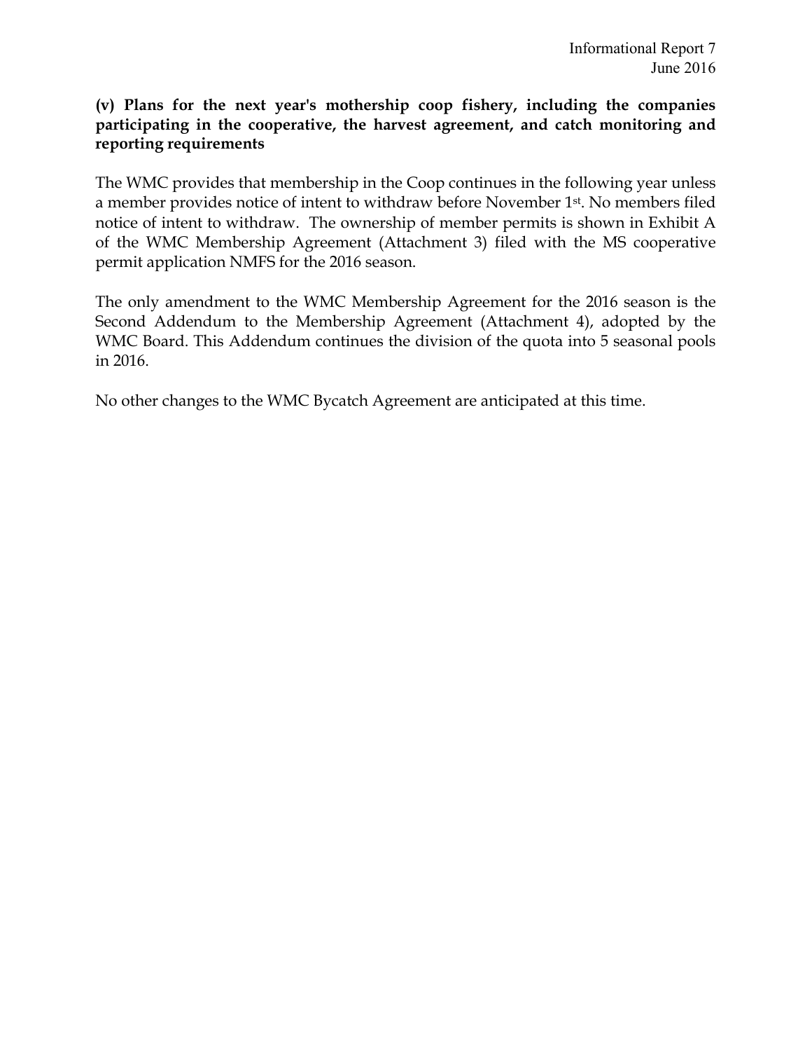**(v) Plans for the next year's mothership coop fishery, including the companies participating in the cooperative, the harvest agreement, and catch monitoring and reporting requirements**

The WMC provides that membership in the Coop continues in the following year unless a member provides notice of intent to withdraw before November 1st. No members filed notice of intent to withdraw. The ownership of member permits is shown in Exhibit A of the WMC Membership Agreement (Attachment 3) filed with the MS cooperative permit application NMFS for the 2016 season.

The only amendment to the WMC Membership Agreement for the 2016 season is the Second Addendum to the Membership Agreement (Attachment 4), adopted by the WMC Board. This Addendum continues the division of the quota into 5 seasonal pools in 2016.

No other changes to the WMC Bycatch Agreement are anticipated at this time.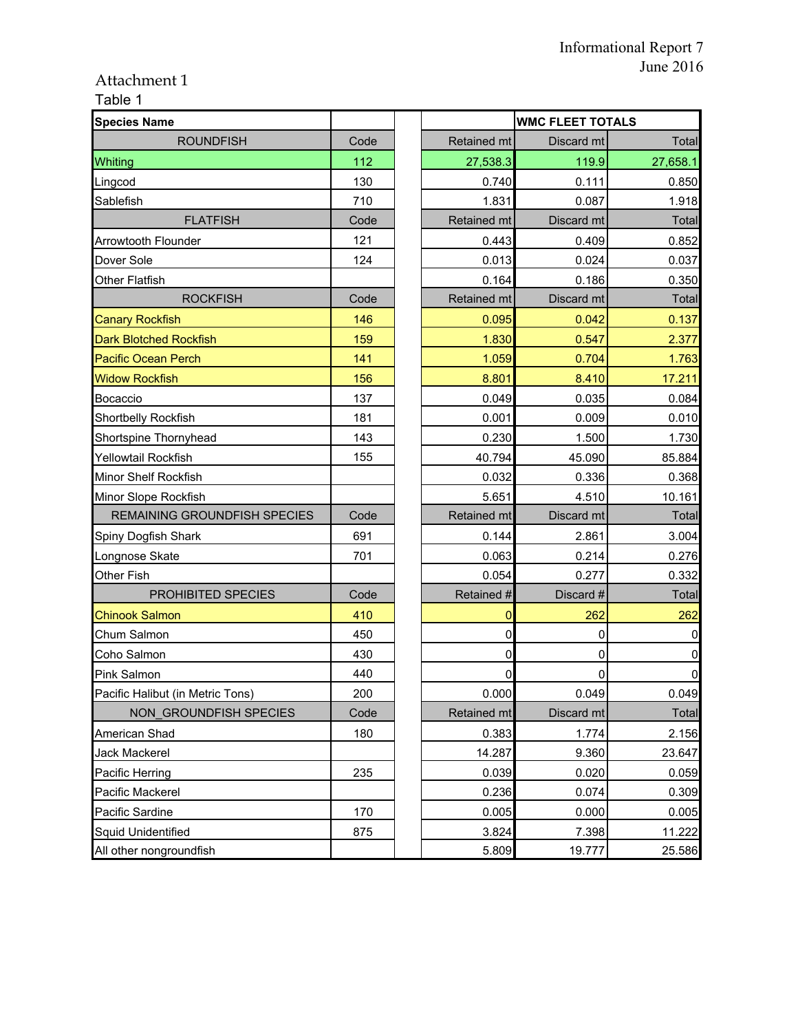Informational Report 7
June 2016

Attachment 1

Table 1

| Species Name | | | | WMC FLEET TOTALS | |
|---|---|---|---|---|---|
| ROUNDFISH | Code | | Retained mt | Discard mt | Total |
| Whiting | 112 | | 27,538.3 | 119.9 | 27,658.1 |
| Lingcod | 130 | | 0.740 | 0.111 | 0.850 |
| Sablefish | 710 | | 1.831 | 0.087 | 1.918 |
| FLATFISH | Code | | Retained mt | Discard mt | Total |
| Arrowtooth Flounder | 121 | | 0.443 | 0.409 | 0.852 |
| Dover Sole | 124 | | 0.013 | 0.024 | 0.037 |
| Other Flatfish | | | 0.164 | 0.186 | 0.350 |
| ROCKFISH | Code | | Retained mt | Discard mt | Total |
| Canary Rockfish | 146 | | 0.095 | 0.042 | 0.137 |
| Dark Blotched Rockfish | 159 | | 1.830 | 0.547 | 2.377 |
| Pacific Ocean Perch | 141 | | 1.059 | 0.704 | 1.763 |
| Widow Rockfish | 156 | | 8.801 | 8.410 | 17.211 |
| Bocaccio | 137 | | 0.049 | 0.035 | 0.084 |
| Shortbelly Rockfish | 181 | | 0.001 | 0.009 | 0.010 |
| Shortspine Thornyhead | 143 | | 0.230 | 1.500 | 1.730 |
| Yellowtail Rockfish | 155 | | 40.794 | 45.090 | 85.884 |
| Minor Shelf Rockfish | | | 0.032 | 0.336 | 0.368 |
| Minor Slope Rockfish | | | 5.651 | 4.510 | 10.161 |
| REMAINING GROUNDFISH SPECIES | Code | | Retained mt | Discard mt | Total |
| Spiny Dogfish Shark | 691 | | 0.144 | 2.861 | 3.004 |
| Longnose Skate | 701 | | 0.063 | 0.214 | 0.276 |
| Other Fish | | | 0.054 | 0.277 | 0.332 |
| PROHIBITED SPECIES | Code | | Retained # | Discard # | Total |
| Chinook Salmon | 410 | | 0 | 262 | 262 |
| Chum Salmon | 450 | | 0 | 0 | 0 |
| Coho Salmon | 430 | | 0 | 0 | 0 |
| Pink Salmon | 440 | | 0 | 0 | 0 |
| Pacific Halibut (in Metric Tons) | 200 | | 0.000 | 0.049 | 0.049 |
| NON_GROUNDFISH SPECIES | Code | | Retained mt | Discard mt | Total |
| American Shad | 180 | | 0.383 | 1.774 | 2.156 |
| Jack Mackerel | | | 14.287 | 9.360 | 23.647 |
| Pacific Herring | 235 | | 0.039 | 0.020 | 0.059 |
| Pacific Mackerel | | | 0.236 | 0.074 | 0.309 |
| Pacific Sardine | 170 | | 0.005 | 0.000 | 0.005 |
| Squid Unidentified | 875 | | 3.824 | 7.398 | 11.222 |
| All other nongroundfish | | | 5.809 | 19.777 | 25.586 |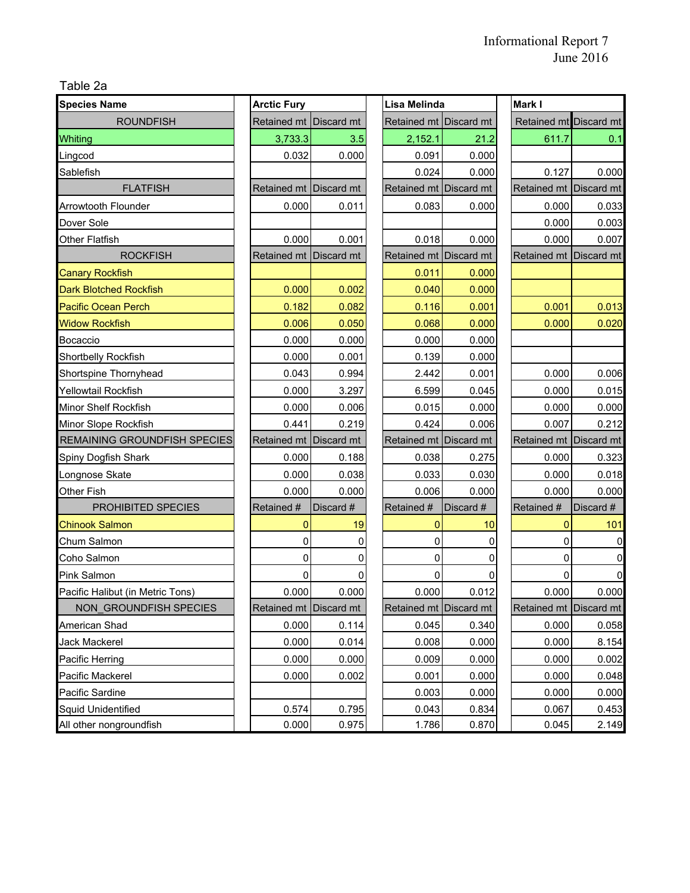Table 2a

| Species Name | Arctic Fury | | Lisa Melinda | | Mark I | |
|---|---|---|---|---|---|---|
| ROUNDFISH | Retained mt | Discard mt | Retained mt | Discard mt | Retained mt | Discard mt |
| Whiting | 3,733.3 | 3.5 | 2,152.1 | 21.2 | 611.7 | 0.1 |
| Lingcod | 0.032 | 0.000 | 0.091 | 0.000 | | |
| Sablefish | | | 0.024 | 0.000 | 0.127 | 0.000 |
| FLATFISH | Retained mt | Discard mt | Retained mt | Discard mt | Retained mt | Discard mt |
| Arrowtooth Flounder | 0.000 | 0.011 | 0.083 | 0.000 | 0.000 | 0.033 |
| Dover Sole | | | | | 0.000 | 0.003 |
| Other Flatfish | 0.000 | 0.001 | 0.018 | 0.000 | 0.000 | 0.007 |
| ROCKFISH | Retained mt | Discard mt | Retained mt | Discard mt | Retained mt | Discard mt |
| Canary Rockfish | | | 0.011 | 0.000 | | |
| Dark Blotched Rockfish | 0.000 | 0.002 | 0.040 | 0.000 | | |
| Pacific Ocean Perch | 0.182 | 0.082 | 0.116 | 0.001 | 0.001 | 0.013 |
| Widow Rockfish | 0.006 | 0.050 | 0.068 | 0.000 | 0.000 | 0.020 |
| Bocaccio | 0.000 | 0.000 | 0.000 | 0.000 | | |
| Shortbelly Rockfish | 0.000 | 0.001 | 0.139 | 0.000 | | |
| Shortspine Thornyhead | 0.043 | 0.994 | 2.442 | 0.001 | 0.000 | 0.006 |
| Yellowtail Rockfish | 0.000 | 3.297 | 6.599 | 0.045 | 0.000 | 0.015 |
| Minor Shelf Rockfish | 0.000 | 0.006 | 0.015 | 0.000 | 0.000 | 0.000 |
| Minor Slope Rockfish | 0.441 | 0.219 | 0.424 | 0.006 | 0.007 | 0.212 |
| REMAINING GROUNDFISH SPECIES | Retained mt | Discard mt | Retained mt | Discard mt | Retained mt | Discard mt |
| Spiny Dogfish Shark | 0.000 | 0.188 | 0.038 | 0.275 | 0.000 | 0.323 |
| Longnose Skate | 0.000 | 0.038 | 0.033 | 0.030 | 0.000 | 0.018 |
| Other Fish | 0.000 | 0.000 | 0.006 | 0.000 | 0.000 | 0.000 |
| PROHIBITED SPECIES | Retained # | Discard # | Retained # | Discard # | Retained # | Discard # |
| Chinook Salmon | 0 | 19 | 0 | 10 | 0 | 101 |
| Chum Salmon | 0 | 0 | 0 | 0 | 0 | 0 |
| Coho Salmon | 0 | 0 | 0 | 0 | 0 | 0 |
| Pink Salmon | 0 | 0 | 0 | 0 | 0 | 0 |
| Pacific Halibut (in Metric Tons) | 0.000 | 0.000 | 0.000 | 0.012 | 0.000 | 0.000 |
| NON_GROUNDFISH SPECIES | Retained mt | Discard mt | Retained mt | Discard mt | Retained mt | Discard mt |
| American Shad | 0.000 | 0.114 | 0.045 | 0.340 | 0.000 | 0.058 |
| Jack Mackerel | 0.000 | 0.014 | 0.008 | 0.000 | 0.000 | 8.154 |
| Pacific Herring | 0.000 | 0.000 | 0.009 | 0.000 | 0.000 | 0.002 |
| Pacific Mackerel | 0.000 | 0.002 | 0.001 | 0.000 | 0.000 | 0.048 |
| Pacific Sardine | | | 0.003 | 0.000 | 0.000 | 0.000 |
| Squid Unidentified | 0.574 | 0.795 | 0.043 | 0.834 | 0.067 | 0.453 |
| All other nongroundfish | 0.000 | 0.975 | 1.786 | 0.870 | 0.045 | 2.149 |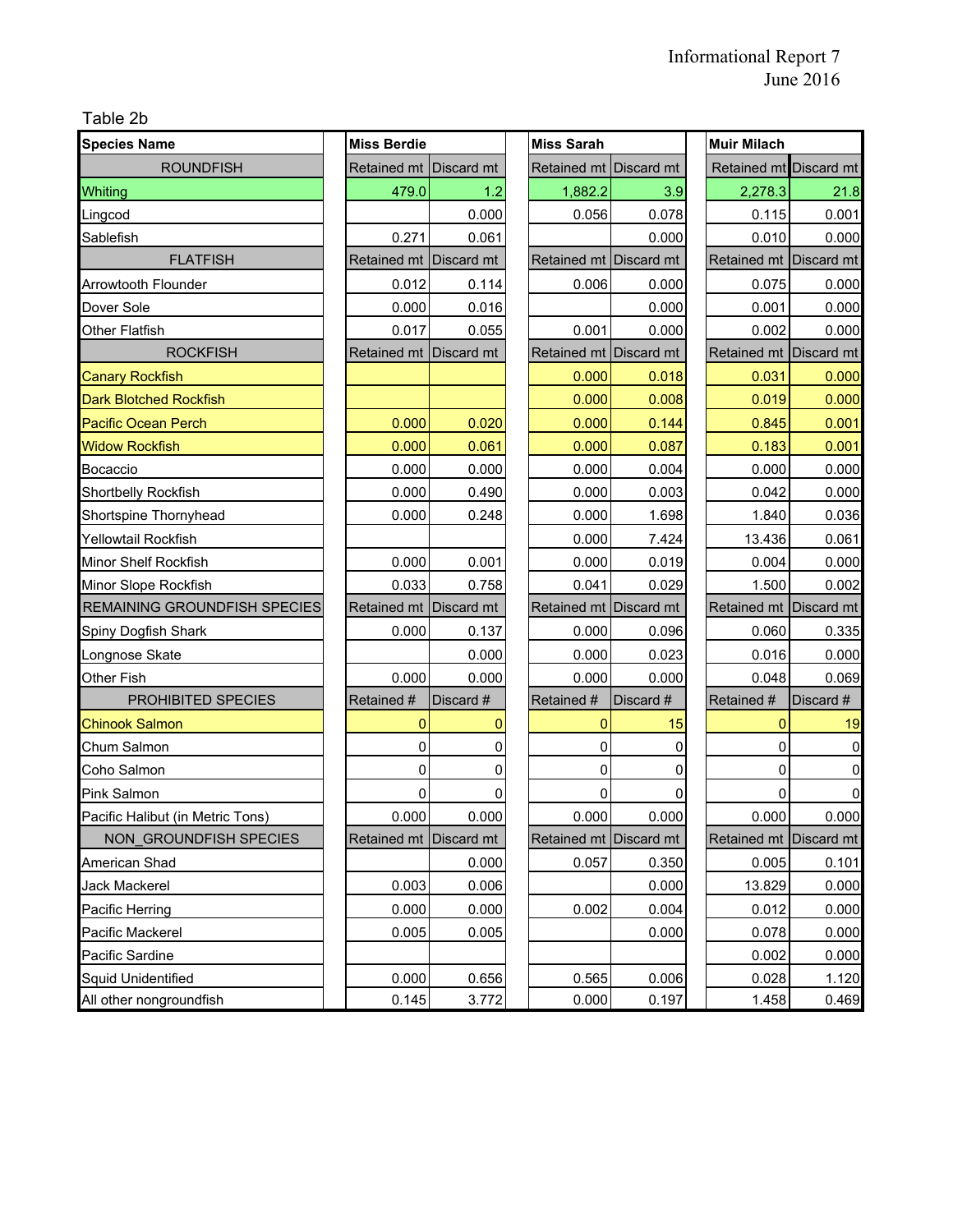Table 2b

| Species Name | Miss Berdie | | Miss Sarah | | Muir Milach | |
|---|---|---|---|---|---|---|
| ROUNDFISH | Retained mt | Discard mt | Retained mt | Discard mt | Retained mt | Discard mt |
| Whiting | 479.0 | 1.2 | 1,882.2 | 3.9 | 2,278.3 | 21.8 |
| Lingcod | | 0.000 | 0.056 | 0.078 | 0.115 | 0.001 |
| Sablefish | 0.271 | 0.061 | | 0.000 | 0.010 | 0.000 |
| FLATFISH | Retained mt | Discard mt | Retained mt | Discard mt | Retained mt | Discard mt |
| Arrowtooth Flounder | 0.012 | 0.114 | 0.006 | 0.000 | 0.075 | 0.000 |
| Dover Sole | 0.000 | 0.016 | | 0.000 | 0.001 | 0.000 |
| Other Flatfish | 0.017 | 0.055 | 0.001 | 0.000 | 0.002 | 0.000 |
| ROCKFISH | Retained mt | Discard mt | Retained mt | Discard mt | Retained mt | Discard mt |
| Canary Rockfish | | | 0.000 | 0.018 | 0.031 | 0.000 |
| Dark Blotched Rockfish | | | 0.000 | 0.008 | 0.019 | 0.000 |
| Pacific Ocean Perch | 0.000 | 0.020 | 0.000 | 0.144 | 0.845 | 0.001 |
| Widow Rockfish | 0.000 | 0.061 | 0.000 | 0.087 | 0.183 | 0.001 |
| Bocaccio | 0.000 | 0.000 | 0.000 | 0.004 | 0.000 | 0.000 |
| Shortbelly Rockfish | 0.000 | 0.490 | 0.000 | 0.003 | 0.042 | 0.000 |
| Shortspine Thornyhead | 0.000 | 0.248 | 0.000 | 1.698 | 1.840 | 0.036 |
| Yellowtail Rockfish | | | 0.000 | 7.424 | 13.436 | 0.061 |
| Minor Shelf Rockfish | 0.000 | 0.001 | 0.000 | 0.019 | 0.004 | 0.000 |
| Minor Slope Rockfish | 0.033 | 0.758 | 0.041 | 0.029 | 1.500 | 0.002 |
| REMAINING GROUNDFISH SPECIES | Retained mt | Discard mt | Retained mt | Discard mt | Retained mt | Discard mt |
| Spiny Dogfish Shark | 0.000 | 0.137 | 0.000 | 0.096 | 0.060 | 0.335 |
| Longnose Skate | | 0.000 | 0.000 | 0.023 | 0.016 | 0.000 |
| Other Fish | 0.000 | 0.000 | 0.000 | 0.000 | 0.048 | 0.069 |
| PROHIBITED SPECIES | Retained # | Discard # | Retained # | Discard # | Retained # | Discard # |
| Chinook Salmon | 0 | 0 | 0 | 15 | 0 | 19 |
| Chum Salmon | 0 | 0 | 0 | 0 | 0 | 0 |
| Coho Salmon | 0 | 0 | 0 | 0 | 0 | 0 |
| Pink Salmon | 0 | 0 | 0 | 0 | 0 | 0 |
| Pacific Halibut (in Metric Tons) | 0.000 | 0.000 | 0.000 | 0.000 | 0.000 | 0.000 |
| NON_GROUNDFISH SPECIES | Retained mt | Discard mt | Retained mt | Discard mt | Retained mt | Discard mt |
| American Shad | | 0.000 | 0.057 | 0.350 | 0.005 | 0.101 |
| Jack Mackerel | 0.003 | 0.006 | | 0.000 | 13.829 | 0.000 |
| Pacific Herring | 0.000 | 0.000 | 0.002 | 0.004 | 0.012 | 0.000 |
| Pacific Mackerel | 0.005 | 0.005 | | 0.000 | 0.078 | 0.000 |
| Pacific Sardine | | | | | 0.002 | 0.000 |
| Squid Unidentified | 0.000 | 0.656 | 0.565 | 0.006 | 0.028 | 1.120 |
| All other nongroundfish | 0.145 | 3.772 | 0.000 | 0.197 | 1.458 | 0.469 |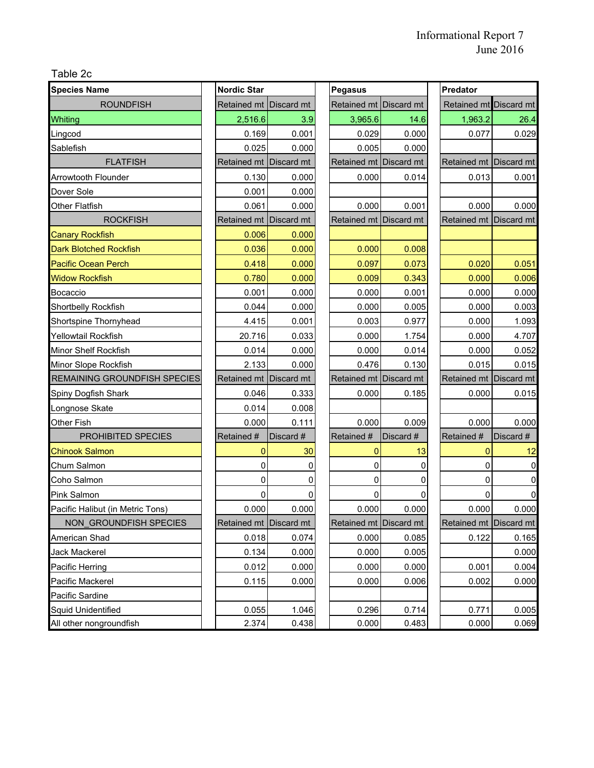Table 2c

| Species Name | Nordic Star | | Pegasus | | Predator | |
|---|---|---|---|---|---|---|
| ROUNDFISH | Retained mt | Discard mt | Retained mt | Discard mt | Retained mt | Discard mt |
| Whiting | 2,516.6 | 3.9 | 3,965.6 | 14.6 | 1,963.2 | 26.4 |
| Lingcod | 0.169 | 0.001 | 0.029 | 0.000 | 0.077 | 0.029 |
| Sablefish | 0.025 | 0.000 | 0.005 | 0.000 | | |
| FLATFISH | Retained mt | Discard mt | Retained mt | Discard mt | Retained mt | Discard mt |
| Arrowtooth Flounder | 0.130 | 0.000 | 0.000 | 0.014 | 0.013 | 0.001 |
| Dover Sole | 0.001 | 0.000 | | | | |
| Other Flatfish | 0.061 | 0.000 | 0.000 | 0.001 | 0.000 | 0.000 |
| ROCKFISH | Retained mt | Discard mt | Retained mt | Discard mt | Retained mt | Discard mt |
| Canary Rockfish | 0.006 | 0.000 | | | | |
| Dark Blotched Rockfish | 0.036 | 0.000 | 0.000 | 0.008 | | |
| Pacific Ocean Perch | 0.418 | 0.000 | 0.097 | 0.073 | 0.020 | 0.051 |
| Widow Rockfish | 0.780 | 0.000 | 0.009 | 0.343 | 0.000 | 0.006 |
| Bocaccio | 0.001 | 0.000 | 0.000 | 0.001 | 0.000 | 0.000 |
| Shortbelly Rockfish | 0.044 | 0.000 | 0.000 | 0.005 | 0.000 | 0.003 |
| Shortspine Thornyhead | 4.415 | 0.001 | 0.003 | 0.977 | 0.000 | 1.093 |
| Yellowtail Rockfish | 20.716 | 0.033 | 0.000 | 1.754 | 0.000 | 4.707 |
| Minor Shelf Rockfish | 0.014 | 0.000 | 0.000 | 0.014 | 0.000 | 0.052 |
| Minor Slope Rockfish | 2.133 | 0.000 | 0.476 | 0.130 | 0.015 | 0.015 |
| REMAINING GROUNDFISH SPECIES | Retained mt | Discard mt | Retained mt | Discard mt | Retained mt | Discard mt |
| Spiny Dogfish Shark | 0.046 | 0.333 | 0.000 | 0.185 | 0.000 | 0.015 |
| Longnose Skate | 0.014 | 0.008 | | | | |
| Other Fish | 0.000 | 0.111 | 0.000 | 0.009 | 0.000 | 0.000 |
| PROHIBITED SPECIES | Retained # | Discard # | Retained # | Discard # | Retained # | Discard # |
| Chinook Salmon | 0 | 30 | 0 | 13 | 0 | 12 |
| Chum Salmon | 0 | 0 | 0 | 0 | 0 | 0 |
| Coho Salmon | 0 | 0 | 0 | 0 | 0 | 0 |
| Pink Salmon | 0 | 0 | 0 | 0 | 0 | 0 |
| Pacific Halibut (in Metric Tons) | 0.000 | 0.000 | 0.000 | 0.000 | 0.000 | 0.000 |
| NON_GROUNDFISH SPECIES | Retained mt | Discard mt | Retained mt | Discard mt | Retained mt | Discard mt |
| American Shad | 0.018 | 0.074 | 0.000 | 0.085 | 0.122 | 0.165 |
| Jack Mackerel | 0.134 | 0.000 | 0.000 | 0.005 | | 0.000 |
| Pacific Herring | 0.012 | 0.000 | 0.000 | 0.000 | 0.001 | 0.004 |
| Pacific Mackerel | 0.115 | 0.000 | 0.000 | 0.006 | 0.002 | 0.000 |
| Pacific Sardine | | | | | | |
| Squid Unidentified | 0.055 | 1.046 | 0.296 | 0.714 | 0.771 | 0.005 |
| All other nongroundfish | 2.374 | 0.438 | 0.000 | 0.483 | 0.000 | 0.069 |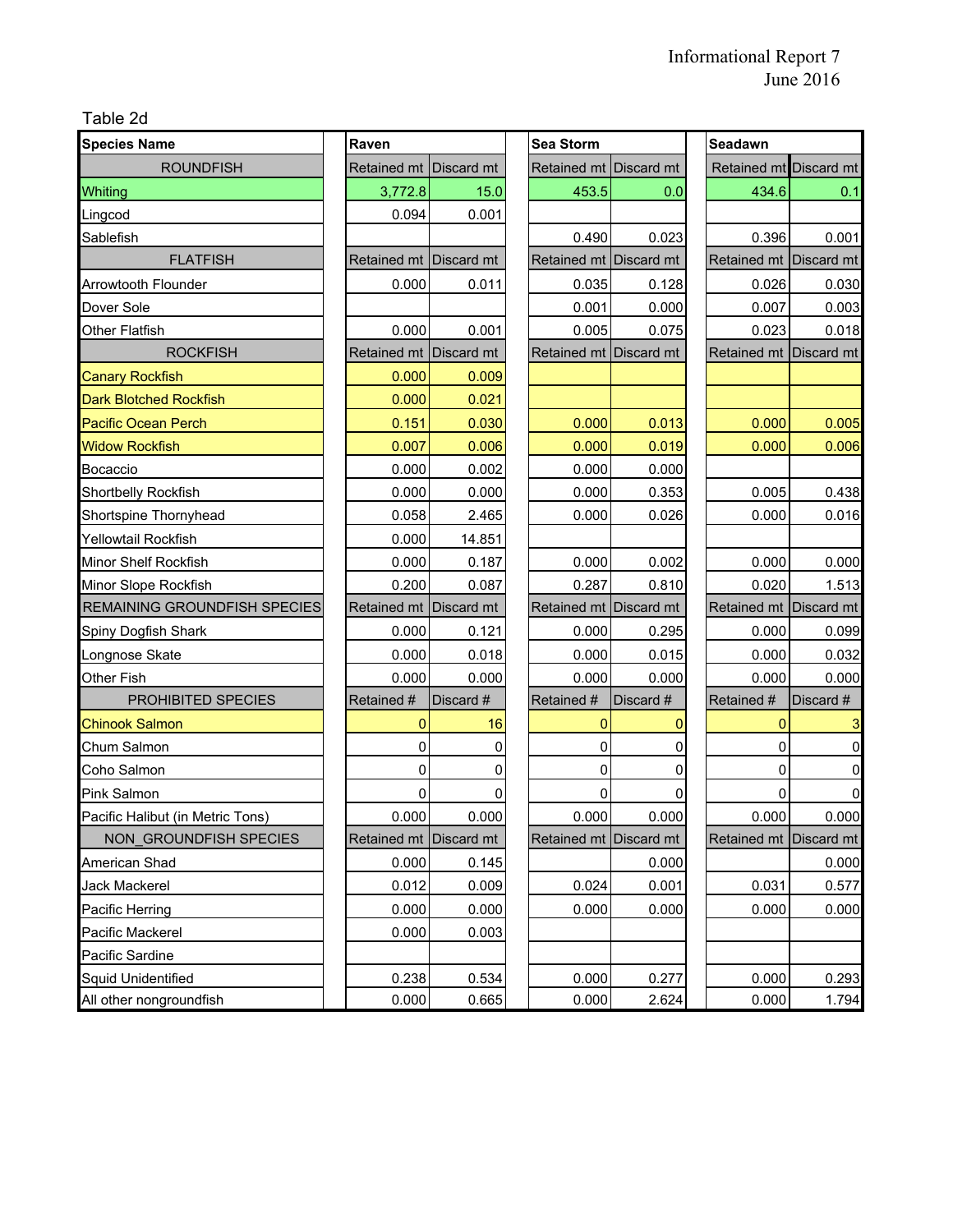Table 2d

| Species Name | Raven | | Sea Storm | | Seadawn | |
|---|---|---|---|---|---|---|
| ROUNDFISH | Retained mt | Discard mt | Retained mt | Discard mt | Retained mt | Discard mt |
| Whiting | 3,772.8 | 15.0 | 453.5 | 0.0 | 434.6 | 0.1 |
| Lingcod | 0.094 | 0.001 | | | | |
| Sablefish | | | 0.490 | 0.023 | 0.396 | 0.001 |
| FLATFISH | Retained mt | Discard mt | Retained mt | Discard mt | Retained mt | Discard mt |
| Arrowtooth Flounder | 0.000 | 0.011 | 0.035 | 0.128 | 0.026 | 0.030 |
| Dover Sole | | | 0.001 | 0.000 | 0.007 | 0.003 |
| Other Flatfish | 0.000 | 0.001 | 0.005 | 0.075 | 0.023 | 0.018 |
| ROCKFISH | Retained mt | Discard mt | Retained mt | Discard mt | Retained mt | Discard mt |
| Canary Rockfish | 0.000 | 0.009 | | | | |
| Dark Blotched Rockfish | 0.000 | 0.021 | | | | |
| Pacific Ocean Perch | 0.151 | 0.030 | 0.000 | 0.013 | 0.000 | 0.005 |
| Widow Rockfish | 0.007 | 0.006 | 0.000 | 0.019 | 0.000 | 0.006 |
| Bocaccio | 0.000 | 0.002 | 0.000 | 0.000 | | |
| Shortbelly Rockfish | 0.000 | 0.000 | 0.000 | 0.353 | 0.005 | 0.438 |
| Shortspine Thornyhead | 0.058 | 2.465 | 0.000 | 0.026 | 0.000 | 0.016 |
| Yellowtail Rockfish | 0.000 | 14.851 | | | | |
| Minor Shelf Rockfish | 0.000 | 0.187 | 0.000 | 0.002 | 0.000 | 0.000 |
| Minor Slope Rockfish | 0.200 | 0.087 | 0.287 | 0.810 | 0.020 | 1.513 |
| REMAINING GROUNDFISH SPECIES | Retained mt | Discard mt | Retained mt | Discard mt | Retained mt | Discard mt |
| Spiny Dogfish Shark | 0.000 | 0.121 | 0.000 | 0.295 | 0.000 | 0.099 |
| Longnose Skate | 0.000 | 0.018 | 0.000 | 0.015 | 0.000 | 0.032 |
| Other Fish | 0.000 | 0.000 | 0.000 | 0.000 | 0.000 | 0.000 |
| PROHIBITED SPECIES | Retained # | Discard # | Retained # | Discard # | Retained # | Discard # |
| Chinook Salmon | 0 | 16 | 0 | 0 | 0 | 3 |
| Chum Salmon | 0 | 0 | 0 | 0 | 0 | 0 |
| Coho Salmon | 0 | 0 | 0 | 0 | 0 | 0 |
| Pink Salmon | 0 | 0 | 0 | 0 | 0 | 0 |
| Pacific Halibut (in Metric Tons) | 0.000 | 0.000 | 0.000 | 0.000 | 0.000 | 0.000 |
| NON_GROUNDFISH SPECIES | Retained mt | Discard mt | Retained mt | Discard mt | Retained mt | Discard mt |
| American Shad | 0.000 | 0.145 | | 0.000 | | 0.000 |
| Jack Mackerel | 0.012 | 0.009 | 0.024 | 0.001 | 0.031 | 0.577 |
| Pacific Herring | 0.000 | 0.000 | 0.000 | 0.000 | 0.000 | 0.000 |
| Pacific Mackerel | 0.000 | 0.003 | | | | |
| Pacific Sardine | | | | | | |
| Squid Unidentified | 0.238 | 0.534 | 0.000 | 0.277 | 0.000 | 0.293 |
| All other nongroundfish | 0.000 | 0.665 | 0.000 | 2.624 | 0.000 | 1.794 |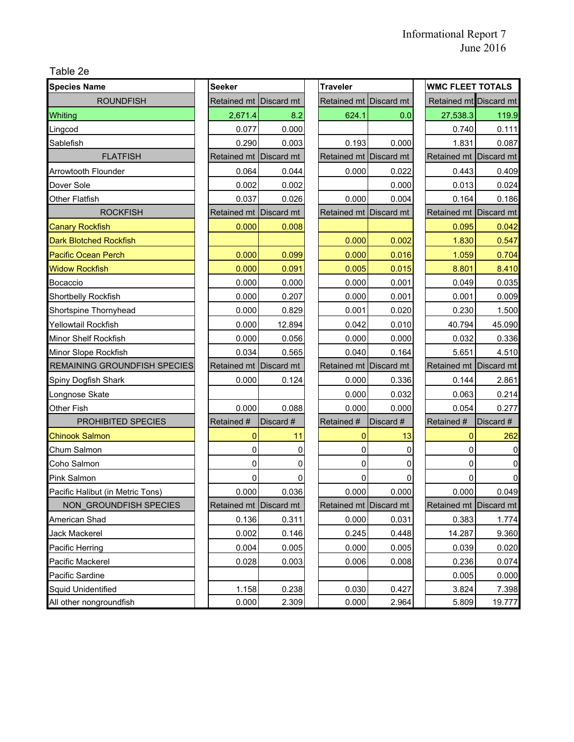Informational Report 7
June 2016

Table 2e

| Species Name | Seeker | | Traveler | | WMC FLEET TOTALS | |
|---|---|---|---|---|---|---|
| ROUNDFISH | Retained mt | Discard mt | Retained mt | Discard mt | Retained mt | Discard mt |
| Whiting | 2,671.4 | 8.2 | 624.1 | 0.0 | 27,538.3 | 119.9 |
| Lingcod | 0.077 | 0.000 | | | 0.740 | 0.111 |
| Sablefish | 0.290 | 0.003 | 0.193 | 0.000 | 1.831 | 0.087 |
| FLATFISH | Retained mt | Discard mt | Retained mt | Discard mt | Retained mt | Discard mt |
| Arrowtooth Flounder | 0.064 | 0.044 | 0.000 | 0.022 | 0.443 | 0.409 |
| Dover Sole | 0.002 | 0.002 | | 0.000 | 0.013 | 0.024 |
| Other Flatfish | 0.037 | 0.026 | 0.000 | 0.004 | 0.164 | 0.186 |
| ROCKFISH | Retained mt | Discard mt | Retained mt | Discard mt | Retained mt | Discard mt |
| Canary Rockfish | 0.000 | 0.008 | | | 0.095 | 0.042 |
| Dark Blotched Rockfish | | | 0.000 | 0.002 | 1.830 | 0.547 |
| Pacific Ocean Perch | 0.000 | 0.099 | 0.000 | 0.016 | 1.059 | 0.704 |
| Widow Rockfish | 0.000 | 0.091 | 0.005 | 0.015 | 8.801 | 8.410 |
| Bocaccio | 0.000 | 0.000 | 0.000 | 0.001 | 0.049 | 0.035 |
| Shortbelly Rockfish | 0.000 | 0.207 | 0.000 | 0.001 | 0.001 | 0.009 |
| Shortspine Thornyhead | 0.000 | 0.829 | 0.001 | 0.020 | 0.230 | 1.500 |
| Yellowtail Rockfish | 0.000 | 12.894 | 0.042 | 0.010 | 40.794 | 45.090 |
| Minor Shelf Rockfish | 0.000 | 0.056 | 0.000 | 0.000 | 0.032 | 0.336 |
| Minor Slope Rockfish | 0.034 | 0.565 | 0.040 | 0.164 | 5.651 | 4.510 |
| REMAINING GROUNDFISH SPECIES | Retained mt | Discard mt | Retained mt | Discard mt | Retained mt | Discard mt |
| Spiny Dogfish Shark | 0.000 | 0.124 | 0.000 | 0.336 | 0.144 | 2.861 |
| Longnose Skate | | | 0.000 | 0.032 | 0.063 | 0.214 |
| Other Fish | 0.000 | 0.088 | 0.000 | 0.000 | 0.054 | 0.277 |
| PROHIBITED SPECIES | Retained # | Discard # | Retained # | Discard # | Retained # | Discard # |
| Chinook Salmon | 0 | 11 | 0 | 13 | 0 | 262 |
| Chum Salmon | 0 | 0 | 0 | 0 | 0 | 0 |
| Coho Salmon | 0 | 0 | 0 | 0 | 0 | 0 |
| Pink Salmon | 0 | 0 | 0 | 0 | 0 | 0 |
| Pacific Halibut (in Metric Tons) | 0.000 | 0.036 | 0.000 | 0.000 | 0.000 | 0.049 |
| NON_GROUNDFISH SPECIES | Retained mt | Discard mt | Retained mt | Discard mt | Retained mt | Discard mt |
| American Shad | 0.136 | 0.311 | 0.000 | 0.031 | 0.383 | 1.774 |
| Jack Mackerel | 0.002 | 0.146 | 0.245 | 0.448 | 14.287 | 9.360 |
| Pacific Herring | 0.004 | 0.005 | 0.000 | 0.005 | 0.039 | 0.020 |
| Pacific Mackerel | 0.028 | 0.003 | 0.006 | 0.008 | 0.236 | 0.074 |
| Pacific Sardine | | | | | 0.005 | 0.000 |
| Squid Unidentified | 1.158 | 0.238 | 0.030 | 0.427 | 3.824 | 7.398 |
| All other nongroundfish | 0.000 | 2.309 | 0.000 | 2.964 | 5.809 | 19.777 |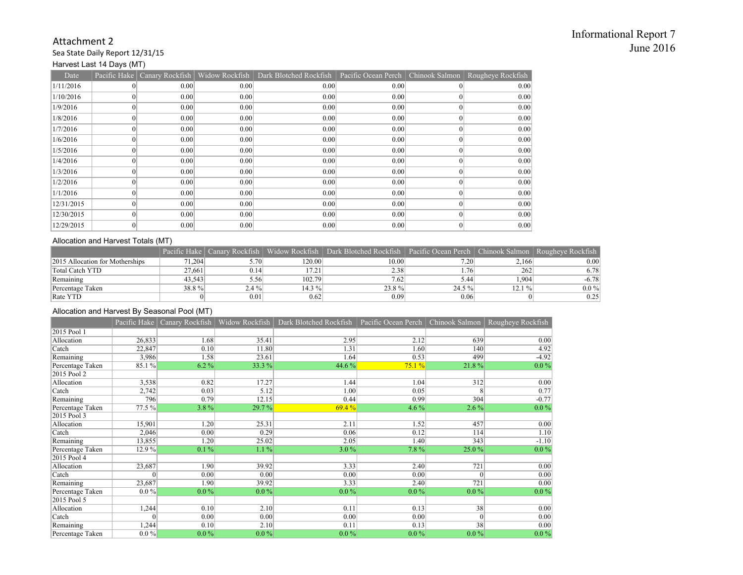Informational Report 7
June 2016

# Attachment 2

Sea State Daily Report 12/31/15

### Harvest Last 14 Days (MT)

| Date | Pacific Hake | Canary Rockfish | Widow Rockfish | Dark Blotched Rockfish | Pacific Ocean Perch | Chinook Salmon | Rougheye Rockfish |
|---|---|---|---|---|---|---|---|
| 1/11/2016 | 0 | 0.00 | 0.00 | 0.00 | 0.00 | 0 | 0.00 |
| 1/10/2016 | 0 | 0.00 | 0.00 | 0.00 | 0.00 | 0 | 0.00 |
| 1/9/2016 | 0 | 0.00 | 0.00 | 0.00 | 0.00 | 0 | 0.00 |
| 1/8/2016 | 0 | 0.00 | 0.00 | 0.00 | 0.00 | 0 | 0.00 |
| 1/7/2016 | 0 | 0.00 | 0.00 | 0.00 | 0.00 | 0 | 0.00 |
| 1/6/2016 | 0 | 0.00 | 0.00 | 0.00 | 0.00 | 0 | 0.00 |
| 1/5/2016 | 0 | 0.00 | 0.00 | 0.00 | 0.00 | 0 | 0.00 |
| 1/4/2016 | 0 | 0.00 | 0.00 | 0.00 | 0.00 | 0 | 0.00 |
| 1/3/2016 | 0 | 0.00 | 0.00 | 0.00 | 0.00 | 0 | 0.00 |
| 1/2/2016 | 0 | 0.00 | 0.00 | 0.00 | 0.00 | 0 | 0.00 |
| 1/1/2016 | 0 | 0.00 | 0.00 | 0.00 | 0.00 | 0 | 0.00 |
| 12/31/2015 | 0 | 0.00 | 0.00 | 0.00 | 0.00 | 0 | 0.00 |
| 12/30/2015 | 0 | 0.00 | 0.00 | 0.00 | 0.00 | 0 | 0.00 |
| 12/29/2015 | 0 | 0.00 | 0.00 | 0.00 | 0.00 | 0 | 0.00 |

### Allocation and Harvest Totals (MT)

| | Pacific Hake | Canary Rockfish | Widow Rockfish | Dark Blotched Rockfish | Pacific Ocean Perch | Chinook Salmon | Rougheye Rockfish |
|---|---|---|---|---|---|---|---|
| 2015 Allocation for Motherships | 71,204 | 5.70 | 120.00 | 10.00 | 7.20 | 2,166 | 0.00 |
| Total Catch YTD | 27,661 | 0.14 | 17.21 | 2.38 | 1.76 | 262 | 6.78 |
| Remaining | 43,543 | 5.56 | 102.79 | 7.62 | 5.44 | 1,904 | -6.78 |
| Percentage Taken | 38.8 % | 2.4 % | 14.3 % | 23.8 % | 24.5 % | 12.1 % | 0.0 % |
| Rate YTD | 0 | 0.01 | 0.62 | 0.09 | 0.06 | 0 | 0.25 |

### Allocation and Harvest By Seasonal Pool (MT)

| | Pacific Hake | Canary Rockfish | Widow Rockfish | Dark Blotched Rockfish | Pacific Ocean Perch | Chinook Salmon | Rougheye Rockfish |
|---|---|---|---|---|---|---|---|
| 2015 Pool 1 | | | | | | | |
| Allocation | 26,833 | 1.68 | 35.41 | 2.95 | 2.12 | 639 | 0.00 |
| Catch | 22,847 | 0.10 | 11.80 | 1.31 | 1.60 | 140 | 4.92 |
| Remaining | 3,986 | 1.58 | 23.61 | 1.64 | 0.53 | 499 | -4.92 |
| Percentage Taken | 85.1 % | 6.2 % | 33.3 % | 44.6 % | 75.1 % | 21.8 % | 0.0 % |
| 2015 Pool 2 | | | | | | | |
| Allocation | 3,538 | 0.82 | 17.27 | 1.44 | 1.04 | 312 | 0.00 |
| Catch | 2,742 | 0.03 | 5.12 | 1.00 | 0.05 | 8 | 0.77 |
| Remaining | 796 | 0.79 | 12.15 | 0.44 | 0.99 | 304 | -0.77 |
| Percentage Taken | 77.5 % | 3.8 % | 29.7 % | 69.4 % | 4.6 % | 2.6 % | 0.0 % |
| 2015 Pool 3 | | | | | | | |
| Allocation | 15,901 | 1.20 | 25.31 | 2.11 | 1.52 | 457 | 0.00 |
| Catch | 2,046 | 0.00 | 0.29 | 0.06 | 0.12 | 114 | 1.10 |
| Remaining | 13,855 | 1.20 | 25.02 | 2.05 | 1.40 | 343 | -1.10 |
| Percentage Taken | 12.9 % | 0.1 % | 1.1 % | 3.0 % | 7.8 % | 25.0 % | 0.0 % |
| 2015 Pool 4 | | | | | | | |
| Allocation | 23,687 | 1.90 | 39.92 | 3.33 | 2.40 | 721 | 0.00 |
| Catch | 0 | 0.00 | 0.00 | 0.00 | 0.00 | 0 | 0.00 |
| Remaining | 23,687 | 1.90 | 39.92 | 3.33 | 2.40 | 721 | 0.00 |
| Percentage Taken | 0.0 % | 0.0 % | 0.0 % | 0.0 % | 0.0 % | 0.0 % | 0.0 % |
| 2015 Pool 5 | | | | | | | |
| Allocation | 1,244 | 0.10 | 2.10 | 0.11 | 0.13 | 38 | 0.00 |
| Catch | 0 | 0.00 | 0.00 | 0.00 | 0.00 | 0 | 0.00 |
| Remaining | 1,244 | 0.10 | 2.10 | 0.11 | 0.13 | 38 | 0.00 |
| Percentage Taken | 0.0 % | 0.0 % | 0.0 % | 0.0 % | 0.0 % | 0.0 % | 0.0 % |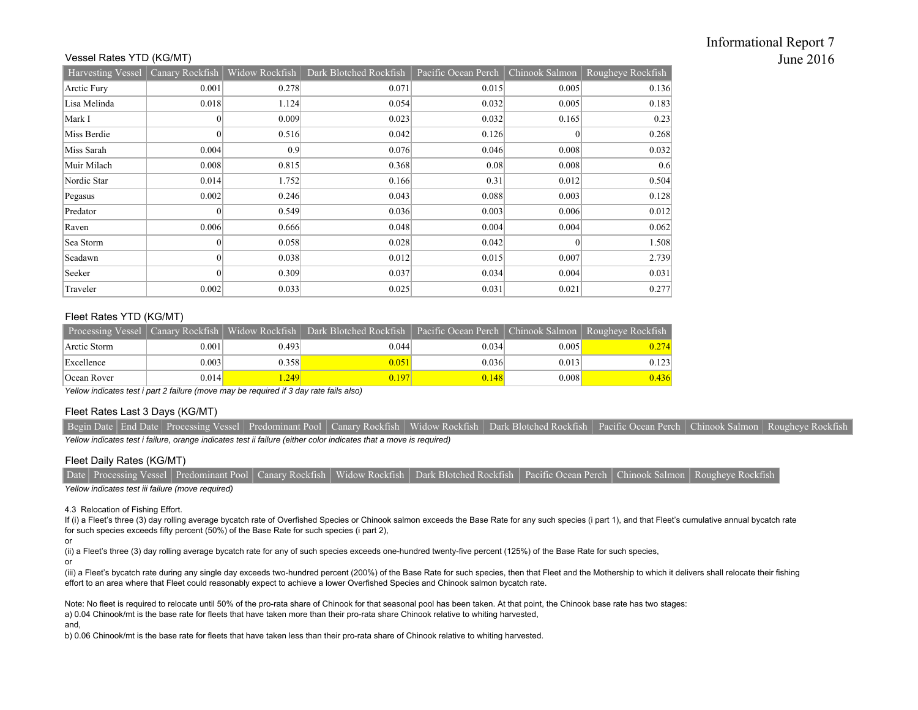Informational Report 7
June 2016

### Vessel Rates YTD (KG/MT)

| Harvesting Vessel | Canary Rockfish | Widow Rockfish | Dark Blotched Rockfish | Pacific Ocean Perch | Chinook Salmon | Rougheye Rockfish |
|---|---|---|---|---|---|---|
| Arctic Fury | 0.001 | 0.278 | 0.071 | 0.015 | 0.005 | 0.136 |
| Lisa Melinda | 0.018 | 1.124 | 0.054 | 0.032 | 0.005 | 0.183 |
| Mark I | 0 | 0.009 | 0.023 | 0.032 | 0.165 | 0.23 |
| Miss Berdie | 0 | 0.516 | 0.042 | 0.126 | 0 | 0.268 |
| Miss Sarah | 0.004 | 0.9 | 0.076 | 0.046 | 0.008 | 0.032 |
| Muir Milach | 0.008 | 0.815 | 0.368 | 0.08 | 0.008 | 0.6 |
| Nordic Star | 0.014 | 1.752 | 0.166 | 0.31 | 0.012 | 0.504 |
| Pegasus | 0.002 | 0.246 | 0.043 | 0.088 | 0.003 | 0.128 |
| Predator | 0 | 0.549 | 0.036 | 0.003 | 0.006 | 0.012 |
| Raven | 0.006 | 0.666 | 0.048 | 0.004 | 0.004 | 0.062 |
| Sea Storm | 0 | 0.058 | 0.028 | 0.042 | 0 | 1.508 |
| Seadawn | 0 | 0.038 | 0.012 | 0.015 | 0.007 | 2.739 |
| Seeker | 0 | 0.309 | 0.037 | 0.034 | 0.004 | 0.031 |
| Traveler | 0.002 | 0.033 | 0.025 | 0.031 | 0.021 | 0.277 |

### Fleet Rates YTD (KG/MT)

| Processing Vessel | Canary Rockfish | Widow Rockfish | Dark Blotched Rockfish | Pacific Ocean Perch | Chinook Salmon | Rougheye Rockfish |
|---|---|---|---|---|---|---|
| Arctic Storm | 0.001 | 0.493 | 0.044 | 0.034 | 0.005 | 0.274 |
| Excellence | 0.003 | 0.358 | 0.051 | 0.036 | 0.013 | 0.123 |
| Ocean Rover | 0.014 | 1.249 | 0.197 | 0.148 | 0.008 | 0.436 |

*Yellow indicates test i part 2 failure (move may be required if 3 day rate fails also)*

### Fleet Rates Last 3 Days (KG/MT)

| Begin Date | End Date | Processing Vessel | Predominant Pool | Canary Rockfish | Widow Rockfish | Dark Blotched Rockfish | Pacific Ocean Perch | Chinook Salmon | Rougheye Rockfish |
|---|---|---|---|---|---|---|---|---|---|

*Yellow indicates test i failure, orange indicates test ii failure (either color indicates that a move is required)*

### Fleet Daily Rates (KG/MT)

| Date | Processing Vessel | Predominant Pool | Canary Rockfish | Widow Rockfish | Dark Blotched Rockfish | Pacific Ocean Perch | Chinook Salmon | Rougheye Rockfish |
|---|---|---|---|---|---|---|---|---|

*Yellow indicates test iii failure (move required)*

4.3 Relocation of Fishing Effort.

If (i) a Fleet's three (3) day rolling average bycatch rate of Overfished Species or Chinook salmon exceeds the Base Rate for any such species (i part 1), and that Fleet's cumulative annual bycatch rate for such species exceeds fifty percent (50%) of the Base Rate for such species (i part 2),

or

(ii) a Fleet's three (3) day rolling average bycatch rate for any of such species exceeds one-hundred twenty-five percent (125%) of the Base Rate for such species,

or

(iii) a Fleet's bycatch rate during any single day exceeds two-hundred percent (200%) of the Base Rate for such species, then that Fleet and the Mothership to which it delivers shall relocate their fishing effort to an area where that Fleet could reasonably expect to achieve a lower Overfished Species and Chinook salmon bycatch rate.

Note: No fleet is required to relocate until 50% of the pro-rata share of Chinook for that seasonal pool has been taken. At that point, the Chinook base rate has two stages:

a) 0.04 Chinook/mt is the base rate for fleets that have taken more than their pro-rata share Chinook relative to whiting harvested,

and,

b) 0.06 Chinook/mt is the base rate for fleets that have taken less than their pro-rata share of Chinook relative to whiting harvested.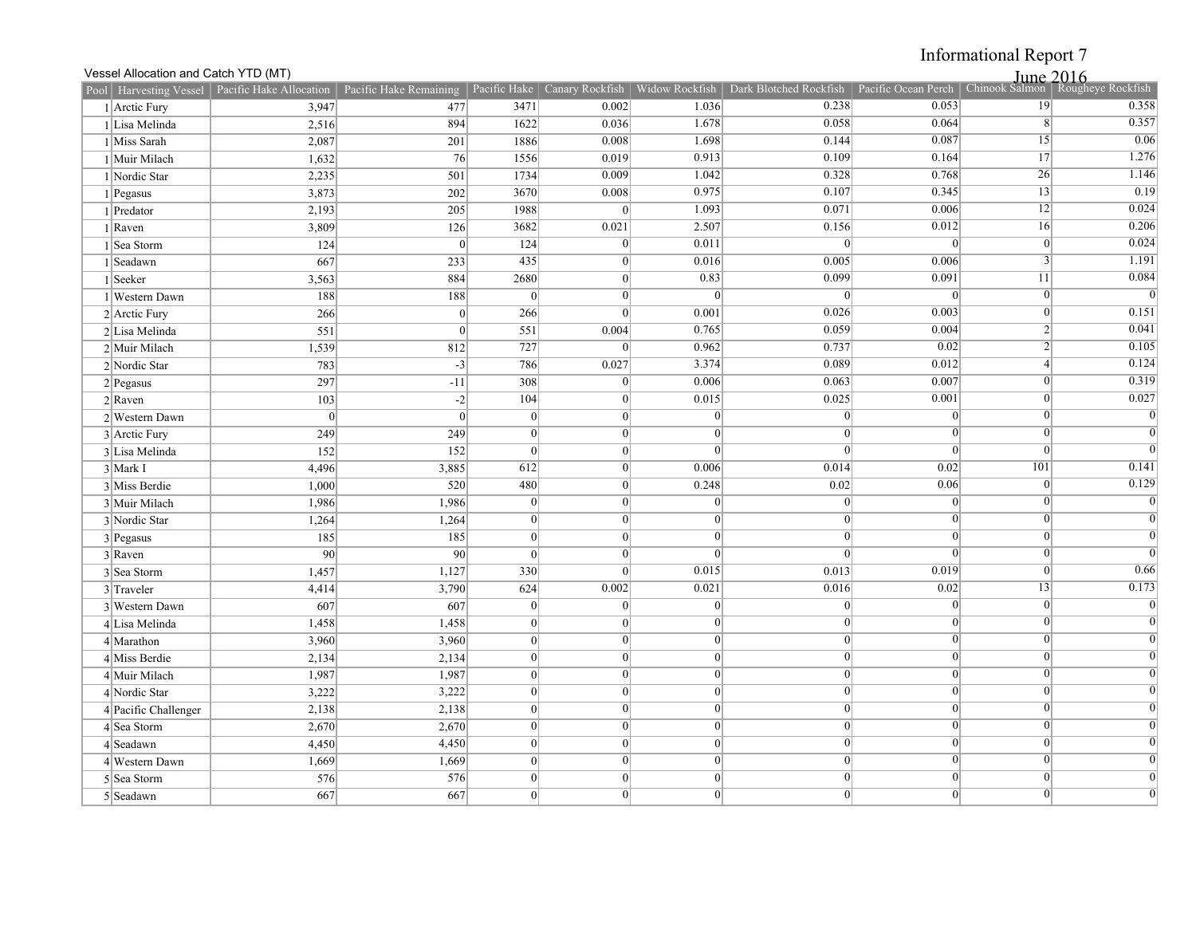Informational Report 7
June 2016

Vessel Allocation and Catch YTD (MT)

| Pool | Harvesting Vessel | Pacific Hake Allocation | Pacific Hake Remaining | Pacific Hake | Canary Rockfish | Widow Rockfish | Dark Blotched Rockfish | Pacific Ocean Perch | Chinook Salmon | Rougheye Rockfish |
|---|---|---|---|---|---|---|---|---|---|---|
| 1 | Arctic Fury | 3,947 | 477 | 3471 | 0.002 | 1.036 | 0.238 | 0.053 | 19 | 0.358 |
| 1 | Lisa Melinda | 2,516 | 894 | 1622 | 0.036 | 1.678 | 0.058 | 0.064 | 8 | 0.357 |
| 1 | Miss Sarah | 2,087 | 201 | 1886 | 0.008 | 1.698 | 0.144 | 0.087 | 15 | 0.06 |
| 1 | Muir Milach | 1,632 | 76 | 1556 | 0.019 | 0.913 | 0.109 | 0.164 | 17 | 1.276 |
| 1 | Nordic Star | 2,235 | 501 | 1734 | 0.009 | 1.042 | 0.328 | 0.768 | 26 | 1.146 |
| 1 | Pegasus | 3,873 | 202 | 3670 | 0.008 | 0.975 | 0.107 | 0.345 | 13 | 0.19 |
| 1 | Predator | 2,193 | 205 | 1988 | 0 | 1.093 | 0.071 | 0.006 | 12 | 0.024 |
| 1 | Raven | 3,809 | 126 | 3682 | 0.021 | 2.507 | 0.156 | 0.012 | 16 | 0.206 |
| 1 | Sea Storm | 124 | 0 | 124 | 0 | 0.011 | 0 | 0 | 0 | 0.024 |
| 1 | Seadawn | 667 | 233 | 435 | 0 | 0.016 | 0.005 | 0.006 | 3 | 1.191 |
| 1 | Seeker | 3,563 | 884 | 2680 | 0 | 0.83 | 0.099 | 0.091 | 11 | 0.084 |
| 1 | Western Dawn | 188 | 188 | 0 | 0 | 0 | 0 | 0 | 0 | 0 |
| 2 | Arctic Fury | 266 | 0 | 266 | 0 | 0.001 | 0.026 | 0.003 | 0 | 0.151 |
| 2 | Lisa Melinda | 551 | 0 | 551 | 0.004 | 0.765 | 0.059 | 0.004 | 2 | 0.041 |
| 2 | Muir Milach | 1,539 | 812 | 727 | 0 | 0.962 | 0.737 | 0.02 | 2 | 0.105 |
| 2 | Nordic Star | 783 | -3 | 786 | 0.027 | 3.374 | 0.089 | 0.012 | 4 | 0.124 |
| 2 | Pegasus | 297 | -11 | 308 | 0 | 0.006 | 0.063 | 0.007 | 0 | 0.319 |
| 2 | Raven | 103 | -2 | 104 | 0 | 0.015 | 0.025 | 0.001 | 0 | 0.027 |
| 2 | Western Dawn | 0 | 0 | 0 | 0 | 0 | 0 | 0 | 0 | 0 |
| 3 | Arctic Fury | 249 | 249 | 0 | 0 | 0 | 0 | 0 | 0 | 0 |
| 3 | Lisa Melinda | 152 | 152 | 0 | 0 | 0 | 0 | 0 | 0 | 0 |
| 3 | Mark I | 4,496 | 3,885 | 612 | 0 | 0.006 | 0.014 | 0.02 | 101 | 0.141 |
| 3 | Miss Berdie | 1,000 | 520 | 480 | 0 | 0.248 | 0.02 | 0.06 | 0 | 0.129 |
| 3 | Muir Milach | 1,986 | 1,986 | 0 | 0 | 0 | 0 | 0 | 0 | 0 |
| 3 | Nordic Star | 1,264 | 1,264 | 0 | 0 | 0 | 0 | 0 | 0 | 0 |
| 3 | Pegasus | 185 | 185 | 0 | 0 | 0 | 0 | 0 | 0 | 0 |
| 3 | Raven | 90 | 90 | 0 | 0 | 0 | 0 | 0 | 0 | 0 |
| 3 | Sea Storm | 1,457 | 1,127 | 330 | 0 | 0.015 | 0.013 | 0.019 | 0 | 0.66 |
| 3 | Traveler | 4,414 | 3,790 | 624 | 0.002 | 0.021 | 0.016 | 0.02 | 13 | 0.173 |
| 3 | Western Dawn | 607 | 607 | 0 | 0 | 0 | 0 | 0 | 0 | 0 |
| 4 | Lisa Melinda | 1,458 | 1,458 | 0 | 0 | 0 | 0 | 0 | 0 | 0 |
| 4 | Marathon | 3,960 | 3,960 | 0 | 0 | 0 | 0 | 0 | 0 | 0 |
| 4 | Miss Berdie | 2,134 | 2,134 | 0 | 0 | 0 | 0 | 0 | 0 | 0 |
| 4 | Muir Milach | 1,987 | 1,987 | 0 | 0 | 0 | 0 | 0 | 0 | 0 |
| 4 | Nordic Star | 3,222 | 3,222 | 0 | 0 | 0 | 0 | 0 | 0 | 0 |
| 4 | Pacific Challenger | 2,138 | 2,138 | 0 | 0 | 0 | 0 | 0 | 0 | 0 |
| 4 | Sea Storm | 2,670 | 2,670 | 0 | 0 | 0 | 0 | 0 | 0 | 0 |
| 4 | Seadawn | 4,450 | 4,450 | 0 | 0 | 0 | 0 | 0 | 0 | 0 |
| 4 | Western Dawn | 1,669 | 1,669 | 0 | 0 | 0 | 0 | 0 | 0 | 0 |
| 5 | Sea Storm | 576 | 576 | 0 | 0 | 0 | 0 | 0 | 0 | 0 |
| 5 | Seadawn | 667 | 667 | 0 | 0 | 0 | 0 | 0 | 0 | 0 |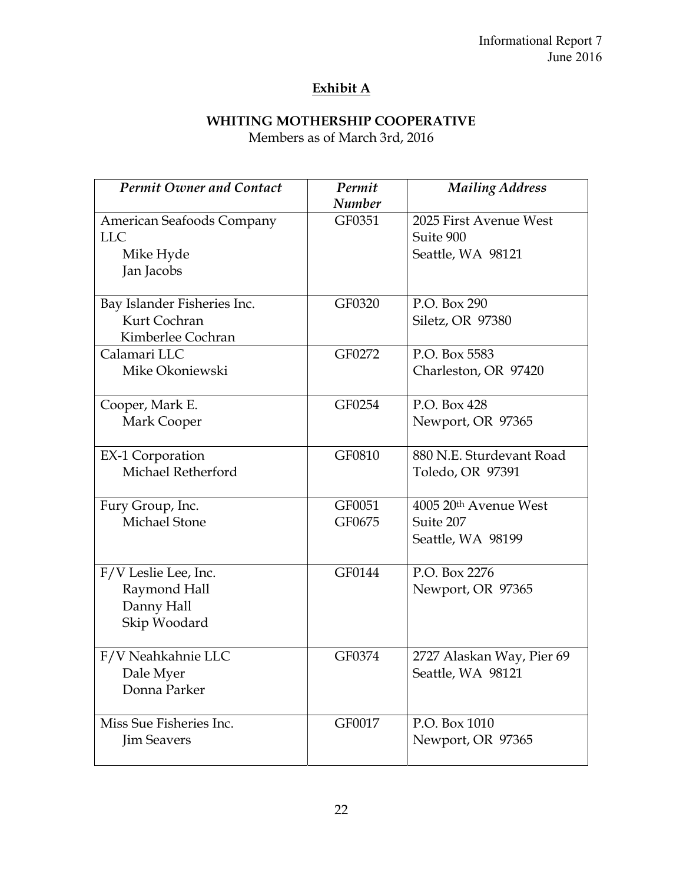## Exhibit A

### WHITING MOTHERSHIP COOPERATIVE

Members as of March 3rd, 2016

| *Permit Owner and Contact* | *Permit Number* | *Mailing Address* |
|---|---|---|
| American Seafoods Company LLC<br>Mike Hyde<br>Jan Jacobs | GF0351 | 2025 First Avenue West<br>Suite 900<br>Seattle, WA 98121 |
| Bay Islander Fisheries Inc.<br>Kurt Cochran<br>Kimberlee Cochran | GF0320 | P.O. Box 290<br>Siletz, OR 97380 |
| Calamari LLC<br>Mike Okoniewski | GF0272 | P.O. Box 5583<br>Charleston, OR 97420 |
| Cooper, Mark E.<br>Mark Cooper | GF0254 | P.O. Box 428<br>Newport, OR 97365 |
| EX-1 Corporation<br>Michael Retherford | GF0810 | 880 N.E. Sturdevant Road<br>Toledo, OR 97391 |
| Fury Group, Inc.<br>Michael Stone | GF0051<br>GF0675 | 4005 20th Avenue West<br>Suite 207<br>Seattle, WA 98199 |
| F/V Leslie Lee, Inc.<br>Raymond Hall<br>Danny Hall<br>Skip Woodard | GF0144 | P.O. Box 2276<br>Newport, OR 97365 |
| F/V Neahkahnie LLC<br>Dale Myer<br>Donna Parker | GF0374 | 2727 Alaskan Way, Pier 69<br>Seattle, WA 98121 |
| Miss Sue Fisheries Inc.<br>Jim Seavers | GF0017 | P.O. Box 1010<br>Newport, OR 97365 |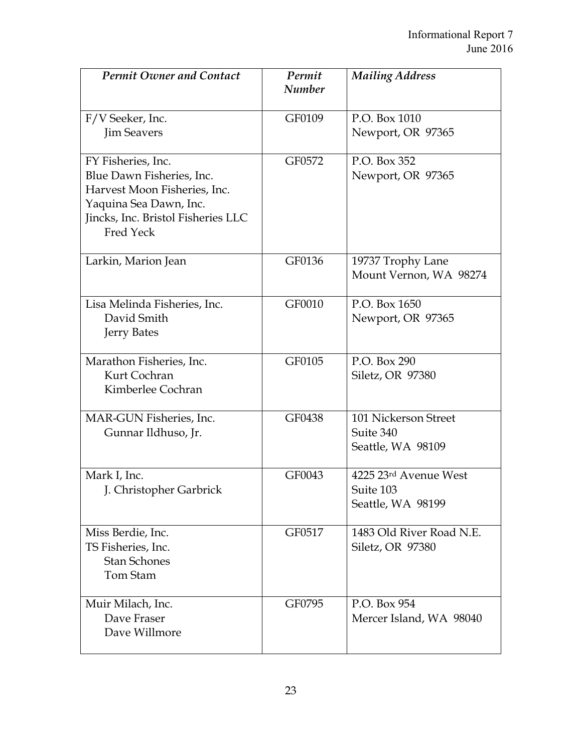| *Permit Owner and Contact* | *Permit Number* | *Mailing Address* |
|---|---|---|
| F/V Seeker, Inc.<br>Jim Seavers | GF0109 | P.O. Box 1010<br>Newport, OR 97365 |
| FY Fisheries, Inc.<br>Blue Dawn Fisheries, Inc.<br>Harvest Moon Fisheries, Inc.<br>Yaquina Sea Dawn, Inc.<br>Jincks, Inc. Bristol Fisheries LLC<br>Fred Yeck | GF0572 | P.O. Box 352<br>Newport, OR 97365 |
| Larkin, Marion Jean | GF0136 | 19737 Trophy Lane<br>Mount Vernon, WA 98274 |
| Lisa Melinda Fisheries, Inc.<br>David Smith<br>Jerry Bates | GF0010 | P.O. Box 1650<br>Newport, OR 97365 |
| Marathon Fisheries, Inc.<br>Kurt Cochran<br>Kimberlee Cochran | GF0105 | P.O. Box 290<br>Siletz, OR 97380 |
| MAR-GUN Fisheries, Inc.<br>Gunnar Ildhuso, Jr. | GF0438 | 101 Nickerson Street<br>Suite 340<br>Seattle, WA 98109 |
| Mark I, Inc.<br>J. Christopher Garbrick | GF0043 | 4225 23rd Avenue West<br>Suite 103<br>Seattle, WA 98199 |
| Miss Berdie, Inc.<br>TS Fisheries, Inc.<br>Stan Schones<br>Tom Stam | GF0517 | 1483 Old River Road N.E.<br>Siletz, OR 97380 |
| Muir Milach, Inc.<br>Dave Fraser<br>Dave Willmore | GF0795 | P.O. Box 954<br>Mercer Island, WA 98040 |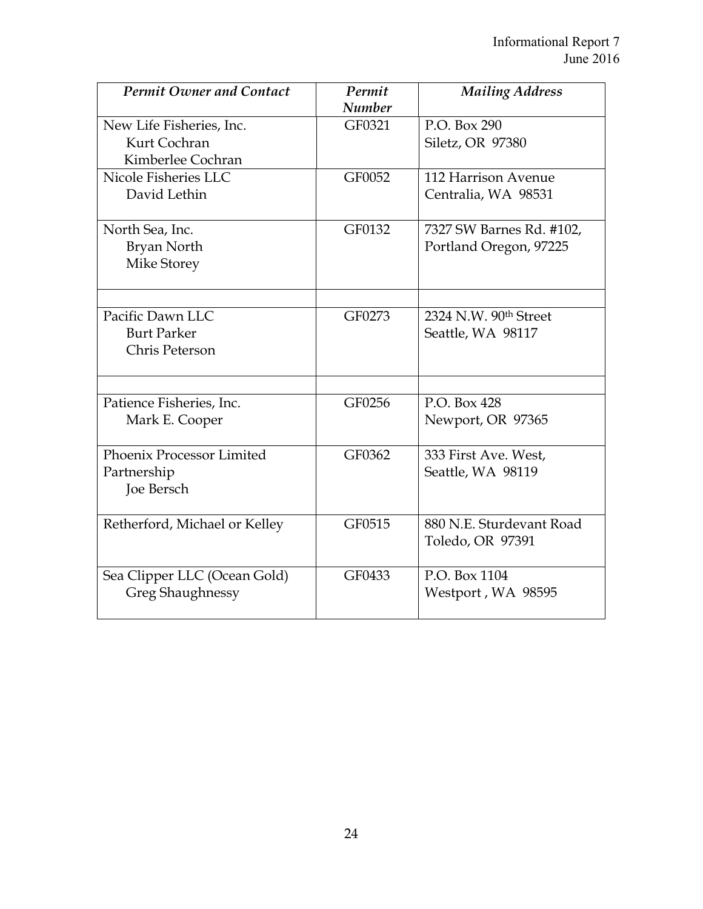| *Permit Owner and Contact* | *Permit Number* | *Mailing Address* |
|---|---|---|
| New Life Fisheries, Inc.<br>Kurt Cochran<br>Kimberlee Cochran | GF0321 | P.O. Box 290<br>Siletz, OR 97380 |
| Nicole Fisheries LLC<br>David Lethin | GF0052 | 112 Harrison Avenue<br>Centralia, WA 98531 |
| North Sea, Inc.<br>Bryan North<br>Mike Storey | GF0132 | 7327 SW Barnes Rd. #102,<br>Portland Oregon, 97225 |
| | | |
| Pacific Dawn LLC<br>Burt Parker<br>Chris Peterson | GF0273 | 2324 N.W. 90th Street<br>Seattle, WA 98117 |
| | | |
| Patience Fisheries, Inc.<br>Mark E. Cooper | GF0256 | P.O. Box 428<br>Newport, OR 97365 |
| Phoenix Processor Limited Partnership<br>Joe Bersch | GF0362 | 333 First Ave. West,<br>Seattle, WA 98119 |
| Retherford, Michael or Kelley | GF0515 | 880 N.E. Sturdevant Road<br>Toledo, OR 97391 |
| Sea Clipper LLC (Ocean Gold)<br>Greg Shaughnessy | GF0433 | P.O. Box 1104<br>Westport , WA 98595 |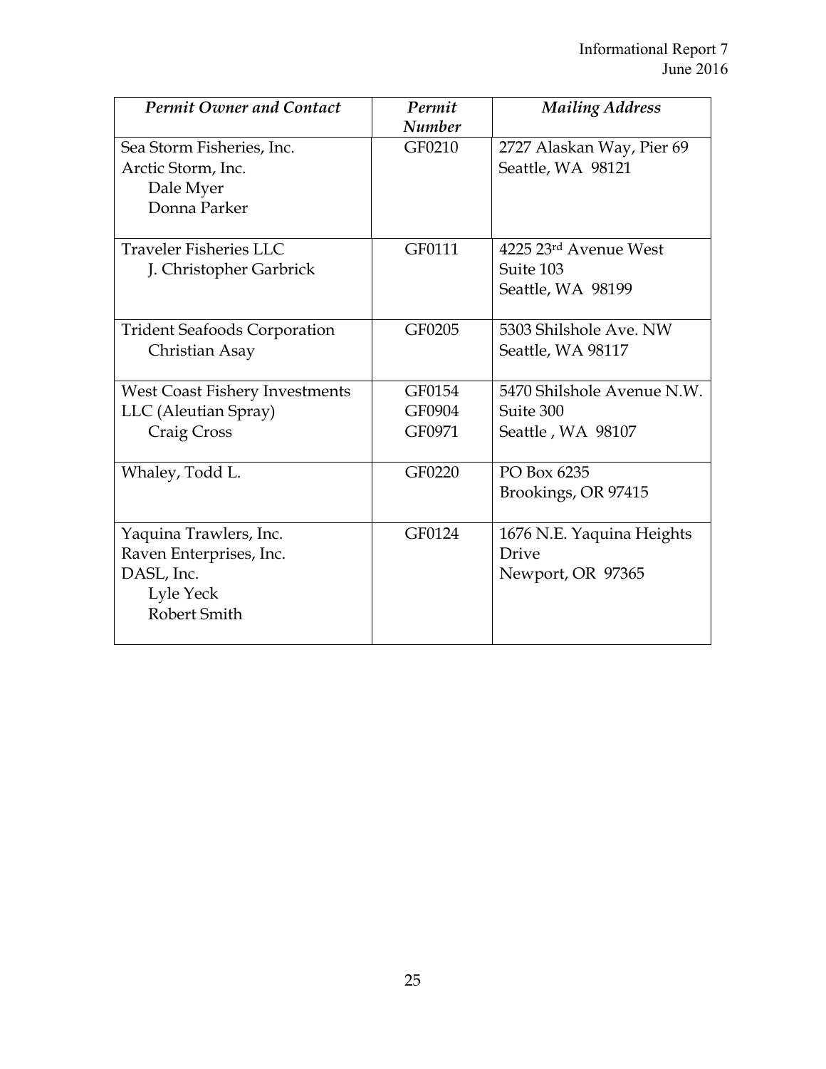| *Permit Owner and Contact* | *Permit Number* | *Mailing Address* |
|---|---|---|
| Sea Storm Fisheries, Inc.<br>Arctic Storm, Inc.<br>Dale Myer<br>Donna Parker | GF0210 | 2727 Alaskan Way, Pier 69<br>Seattle, WA 98121 |
| Traveler Fisheries LLC<br>J. Christopher Garbrick | GF0111 | 4225 23rd Avenue West<br>Suite 103<br>Seattle, WA 98199 |
| Trident Seafoods Corporation<br>Christian Asay | GF0205 | 5303 Shilshole Ave. NW<br>Seattle, WA 98117 |
| West Coast Fishery Investments LLC (Aleutian Spray)<br>Craig Cross | GF0154<br>GF0904<br>GF0971 | 5470 Shilshole Avenue N.W.<br>Suite 300<br>Seattle , WA 98107 |
| Whaley, Todd L. | GF0220 | PO Box 6235<br>Brookings, OR 97415 |
| Yaquina Trawlers, Inc.<br>Raven Enterprises, Inc.<br>DASL, Inc.<br>Lyle Yeck<br>Robert Smith | GF0124 | 1676 N.E. Yaquina Heights Drive<br>Newport, OR 97365 |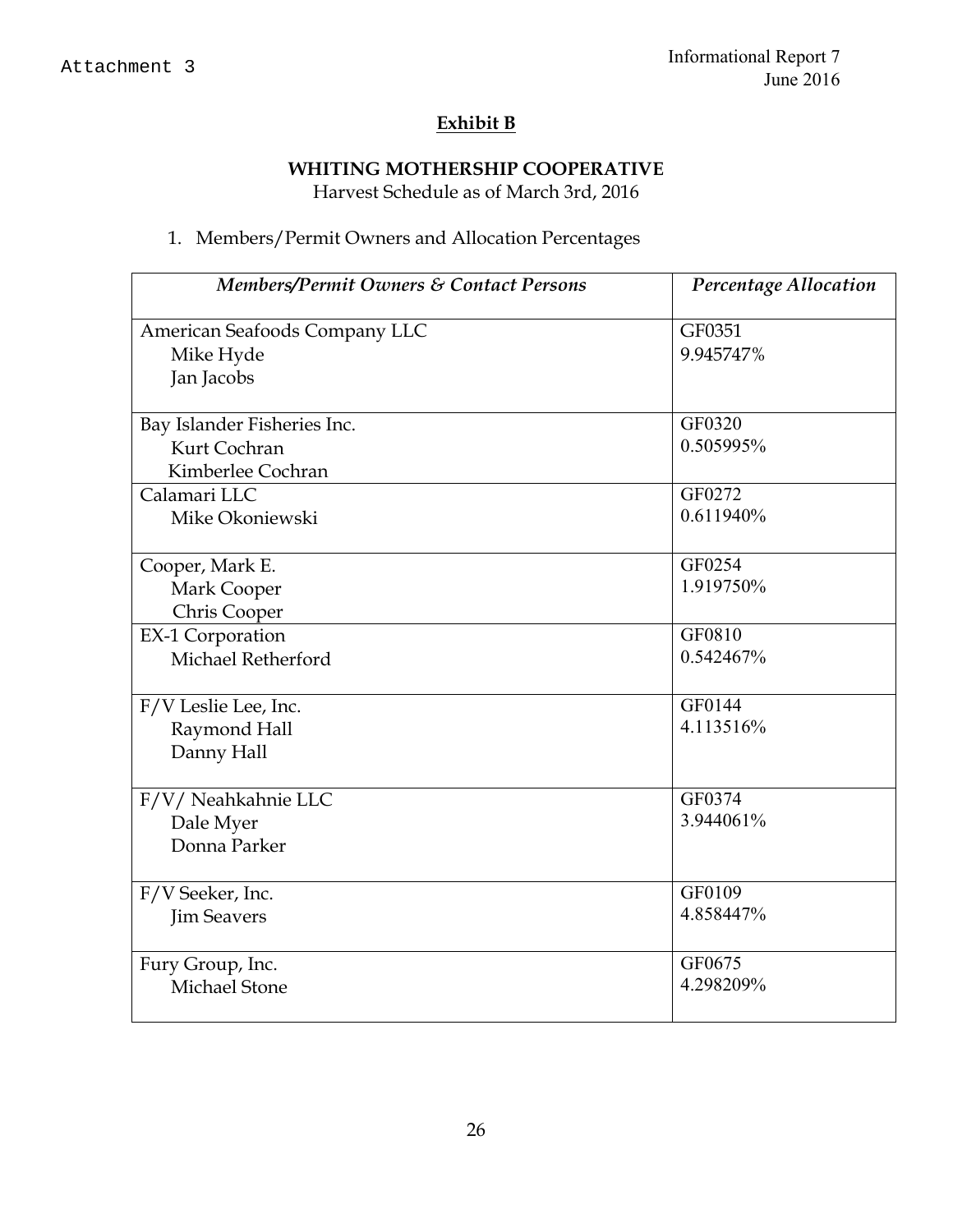## Exhibit B

### WHITING MOTHERSHIP COOPERATIVE

Harvest Schedule as of March 3rd, 2016

1. Members/Permit Owners and Allocation Percentages

| *Members/Permit Owners & Contact Persons* | *Percentage Allocation* |
|---|---|
| American Seafoods Company LLC<br>Mike Hyde<br>Jan Jacobs | GF0351<br>9.945747% |
| Bay Islander Fisheries Inc.<br>Kurt Cochran<br>Kimberlee Cochran | GF0320<br>0.505995% |
| Calamari LLC<br>Mike Okoniewski | GF0272<br>0.611940% |
| Cooper, Mark E.<br>Mark Cooper<br>Chris Cooper | GF0254<br>1.919750% |
| EX-1 Corporation<br>Michael Retherford | GF0810<br>0.542467% |
| F/V Leslie Lee, Inc.<br>Raymond Hall<br>Danny Hall | GF0144<br>4.113516% |
| F/V/ Neahkahnie LLC<br>Dale Myer<br>Donna Parker | GF0374<br>3.944061% |
| F/V Seeker, Inc.<br>Jim Seavers | GF0109<br>4.858447% |
| Fury Group, Inc.<br>Michael Stone | GF0675<br>4.298209% |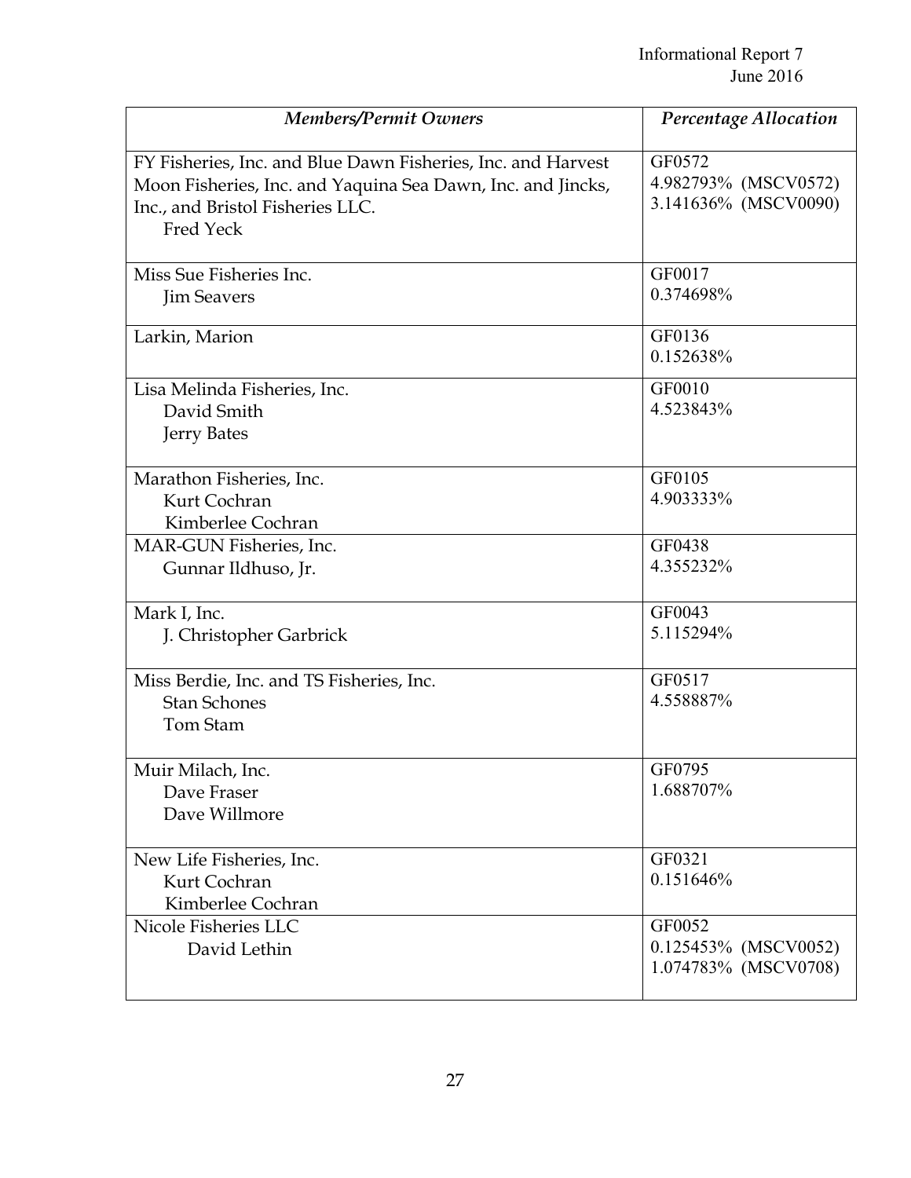| *Members/Permit Owners* | *Percentage Allocation* |
|---|---|
| FY Fisheries, Inc. and Blue Dawn Fisheries, Inc. and Harvest Moon Fisheries, Inc. and Yaquina Sea Dawn, Inc. and Jincks, Inc., and Bristol Fisheries LLC.<br>Fred Yeck | GF0572<br>4.982793% (MSCV0572)<br>3.141636% (MSCV0090) |
| Miss Sue Fisheries Inc.<br>Jim Seavers | GF0017<br>0.374698% |
| Larkin, Marion | GF0136<br>0.152638% |
| Lisa Melinda Fisheries, Inc.<br>David Smith<br>Jerry Bates | GF0010<br>4.523843% |
| Marathon Fisheries, Inc.<br>Kurt Cochran<br>Kimberlee Cochran | GF0105<br>4.903333% |
| MAR-GUN Fisheries, Inc.<br>Gunnar Ildhuso, Jr. | GF0438<br>4.355232% |
| Mark I, Inc.<br>J. Christopher Garbrick | GF0043<br>5.115294% |
| Miss Berdie, Inc. and TS Fisheries, Inc.<br>Stan Schones<br>Tom Stam | GF0517<br>4.558887% |
| Muir Milach, Inc.<br>Dave Fraser<br>Dave Willmore | GF0795<br>1.688707% |
| New Life Fisheries, Inc.<br>Kurt Cochran<br>Kimberlee Cochran | GF0321<br>0.151646% |
| Nicole Fisheries LLC<br>David Lethin | GF0052<br>0.125453% (MSCV0052)<br>1.074783% (MSCV0708) |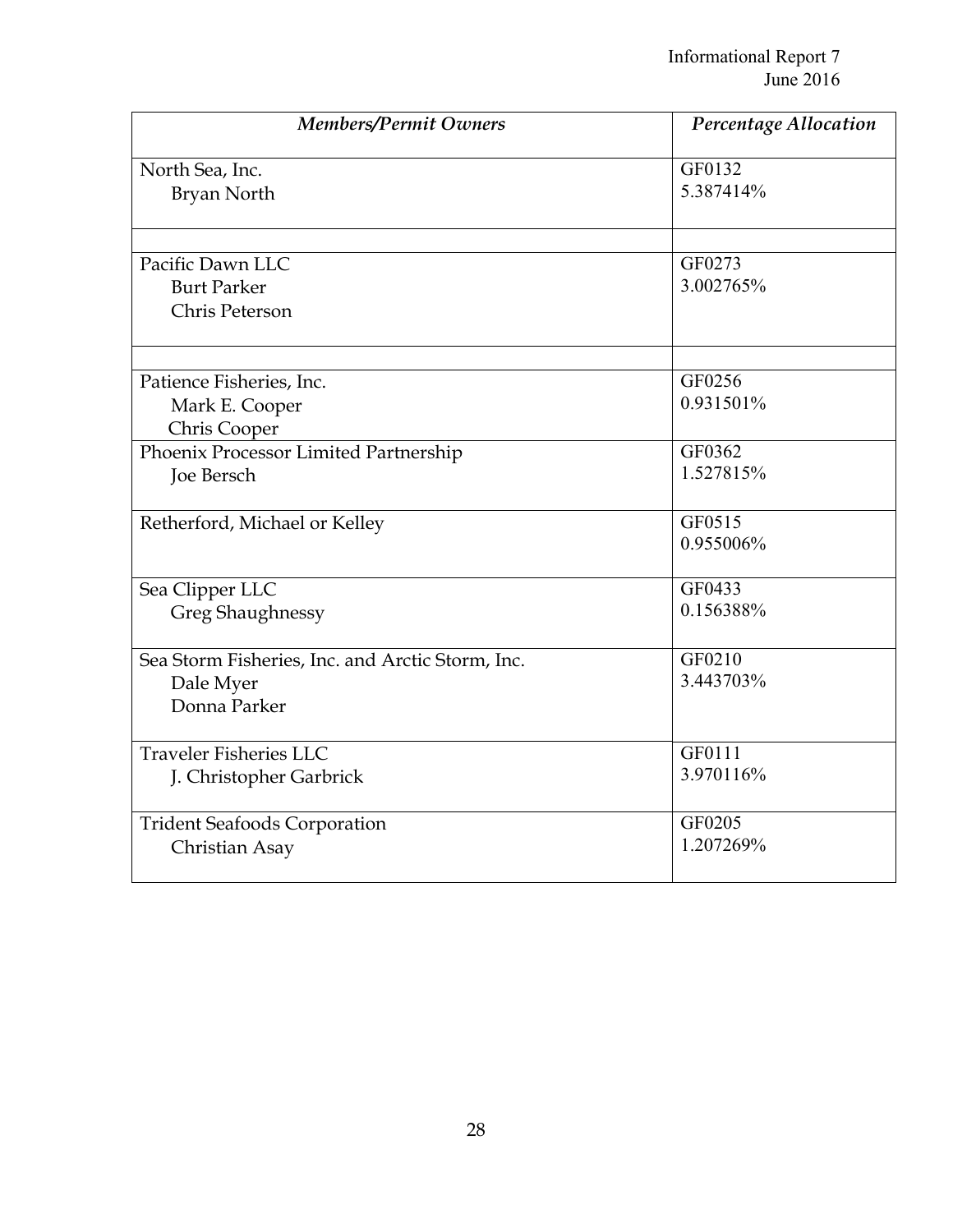| *Members/Permit Owners* | *Percentage Allocation* |
|---|---|
| North Sea, Inc.<br>Bryan North | GF0132<br>5.387414% |
| | |
| Pacific Dawn LLC<br>Burt Parker<br>Chris Peterson | GF0273<br>3.002765% |
| | |
| Patience Fisheries, Inc.<br>Mark E. Cooper<br>Chris Cooper | GF0256<br>0.931501% |
| Phoenix Processor Limited Partnership<br>Joe Bersch | GF0362<br>1.527815% |
| Retherford, Michael or Kelley | GF0515<br>0.955006% |
| Sea Clipper LLC<br>Greg Shaughnessy | GF0433<br>0.156388% |
| Sea Storm Fisheries, Inc. and Arctic Storm, Inc.<br>Dale Myer<br>Donna Parker | GF0210<br>3.443703% |
| Traveler Fisheries LLC<br>J. Christopher Garbrick | GF0111<br>3.970116% |
| Trident Seafoods Corporation<br>Christian Asay | GF0205<br>1.207269% |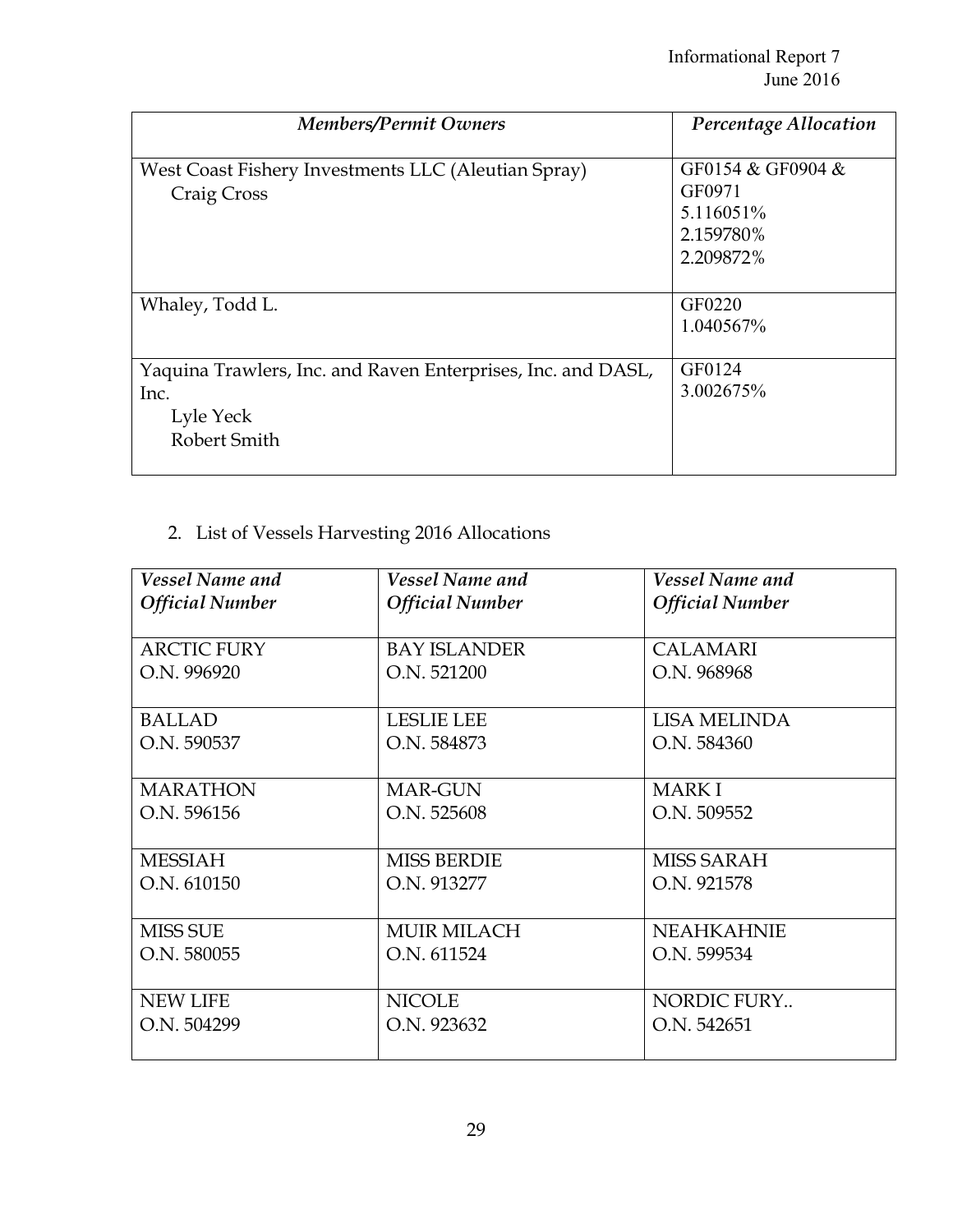| *Members/Permit Owners* | *Percentage Allocation* |
|---|---|
| West Coast Fishery Investments LLC (Aleutian Spray)<br>Craig Cross | GF0154 & GF0904 & GF0971<br>5.116051%<br>2.159780%<br>2.209872% |
| Whaley, Todd L. | GF0220<br>1.040567% |
| Yaquina Trawlers, Inc. and Raven Enterprises, Inc. and DASL, Inc.<br>Lyle Yeck<br>Robert Smith | GF0124<br>3.002675% |

2. List of Vessels Harvesting 2016 Allocations

| *Vessel Name and Official Number* | *Vessel Name and Official Number* | *Vessel Name and Official Number* |
|---|---|---|
| ARCTIC FURY<br>O.N. 996920 | BAY ISLANDER<br>O.N. 521200 | CALAMARI<br>O.N. 968968 |
| BALLAD<br>O.N. 590537 | LESLIE LEE<br>O.N. 584873 | LISA MELINDA<br>O.N. 584360 |
| MARATHON<br>O.N. 596156 | MAR-GUN<br>O.N. 525608 | MARK I<br>O.N. 509552 |
| MESSIAH<br>O.N. 610150 | MISS BERDIE<br>O.N. 913277 | MISS SARAH<br>O.N. 921578 |
| MISS SUE<br>O.N. 580055 | MUIR MILACH<br>O.N. 611524 | NEAHKAHNIE<br>O.N. 599534 |
| NEW LIFE<br>O.N. 504299 | NICOLE<br>O.N. 923632 | NORDIC FURY..<br>O.N. 542651 |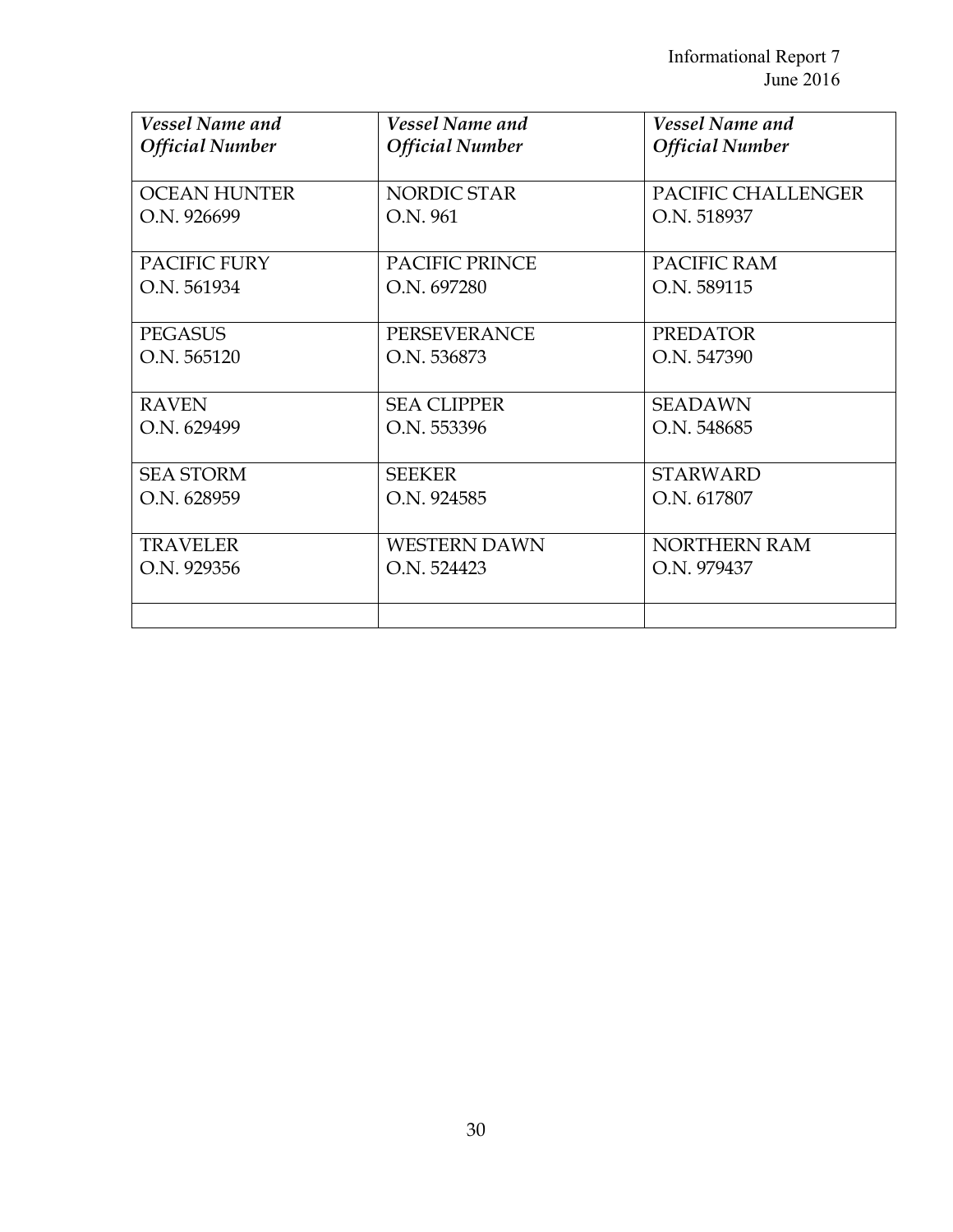| *Vessel Name and Official Number* | *Vessel Name and Official Number* | *Vessel Name and Official Number* |
|---|---|---|
| OCEAN HUNTER O.N. 926699 | NORDIC STAR O.N. 961 | PACIFIC CHALLENGER O.N. 518937 |
| PACIFIC FURY O.N. 561934 | PACIFIC PRINCE O.N. 697280 | PACIFIC RAM O.N. 589115 |
| PEGASUS O.N. 565120 | PERSEVERANCE O.N. 536873 | PREDATOR O.N. 547390 |
| RAVEN O.N. 629499 | SEA CLIPPER O.N. 553396 | SEADAWN O.N. 548685 |
| SEA STORM O.N. 628959 | SEEKER O.N. 924585 | STARWARD O.N. 617807 |
| TRAVELER O.N. 929356 | WESTERN DAWN O.N. 524423 | NORTHERN RAM O.N. 979437 |
| | | |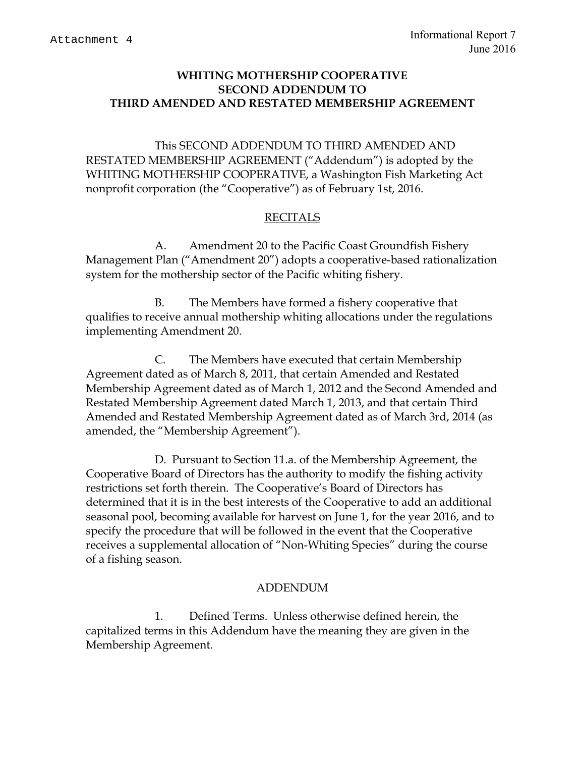**WHITING MOTHERSHIP COOPERATIVE**
**SECOND ADDENDUM TO**
**THIRD AMENDED AND RESTATED MEMBERSHIP AGREEMENT**

This SECOND ADDENDUM TO THIRD AMENDED AND RESTATED MEMBERSHIP AGREEMENT ("Addendum") is adopted by the WHITING MOTHERSHIP COOPERATIVE, a Washington Fish Marketing Act nonprofit corporation (the "Cooperative") as of February 1st, 2016.

RECITALS

A. Amendment 20 to the Pacific Coast Groundfish Fishery Management Plan ("Amendment 20") adopts a cooperative-based rationalization system for the mothership sector of the Pacific whiting fishery.

B. The Members have formed a fishery cooperative that qualifies to receive annual mothership whiting allocations under the regulations implementing Amendment 20.

C. The Members have executed that certain Membership Agreement dated as of March 8, 2011, that certain Amended and Restated Membership Agreement dated as of March 1, 2012 and the Second Amended and Restated Membership Agreement dated March 1, 2013, and that certain Third Amended and Restated Membership Agreement dated as of March 3rd, 2014 (as amended, the "Membership Agreement").

D. Pursuant to Section 11.a. of the Membership Agreement, the Cooperative Board of Directors has the authority to modify the fishing activity restrictions set forth therein. The Cooperative's Board of Directors has determined that it is in the best interests of the Cooperative to add an additional seasonal pool, becoming available for harvest on June 1, for the year 2016, and to specify the procedure that will be followed in the event that the Cooperative receives a supplemental allocation of "Non-Whiting Species" during the course of a fishing season.

ADDENDUM

1. Defined Terms. Unless otherwise defined herein, the capitalized terms in this Addendum have the meaning they are given in the Membership Agreement.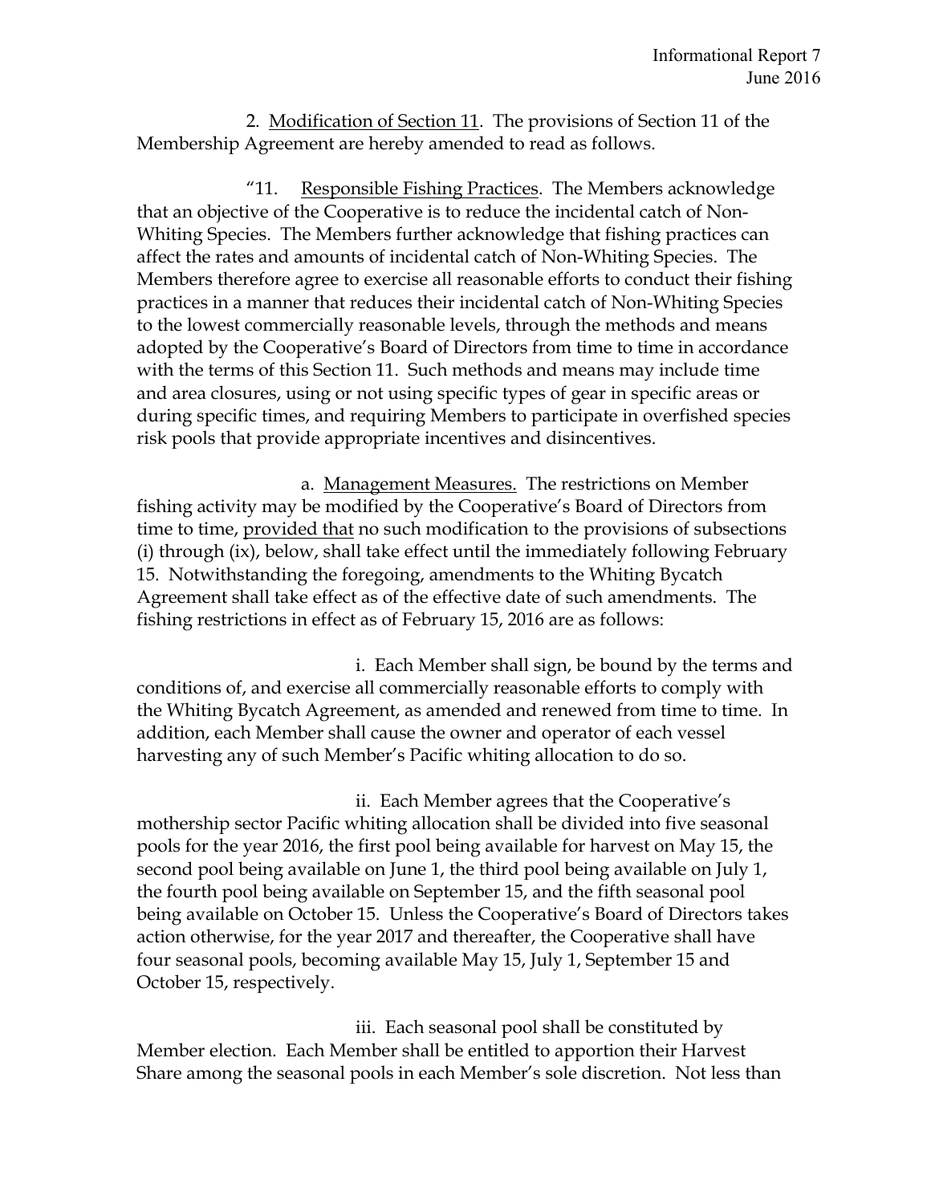2. Modification of Section 11. The provisions of Section 11 of the Membership Agreement are hereby amended to read as follows.

"11. Responsible Fishing Practices. The Members acknowledge that an objective of the Cooperative is to reduce the incidental catch of Non-Whiting Species. The Members further acknowledge that fishing practices can affect the rates and amounts of incidental catch of Non-Whiting Species. The Members therefore agree to exercise all reasonable efforts to conduct their fishing practices in a manner that reduces their incidental catch of Non-Whiting Species to the lowest commercially reasonable levels, through the methods and means adopted by the Cooperative's Board of Directors from time to time in accordance with the terms of this Section 11. Such methods and means may include time and area closures, using or not using specific types of gear in specific areas or during specific times, and requiring Members to participate in overfished species risk pools that provide appropriate incentives and disincentives.

a. Management Measures. The restrictions on Member fishing activity may be modified by the Cooperative's Board of Directors from time to time, provided that no such modification to the provisions of subsections (i) through (ix), below, shall take effect until the immediately following February 15. Notwithstanding the foregoing, amendments to the Whiting Bycatch Agreement shall take effect as of the effective date of such amendments. The fishing restrictions in effect as of February 15, 2016 are as follows:

i. Each Member shall sign, be bound by the terms and conditions of, and exercise all commercially reasonable efforts to comply with the Whiting Bycatch Agreement, as amended and renewed from time to time. In addition, each Member shall cause the owner and operator of each vessel harvesting any of such Member's Pacific whiting allocation to do so.

ii. Each Member agrees that the Cooperative's mothership sector Pacific whiting allocation shall be divided into five seasonal pools for the year 2016, the first pool being available for harvest on May 15, the second pool being available on June 1, the third pool being available on July 1, the fourth pool being available on September 15, and the fifth seasonal pool being available on October 15. Unless the Cooperative's Board of Directors takes action otherwise, for the year 2017 and thereafter, the Cooperative shall have four seasonal pools, becoming available May 15, July 1, September 15 and October 15, respectively.

iii. Each seasonal pool shall be constituted by Member election. Each Member shall be entitled to apportion their Harvest Share among the seasonal pools in each Member's sole discretion. Not less than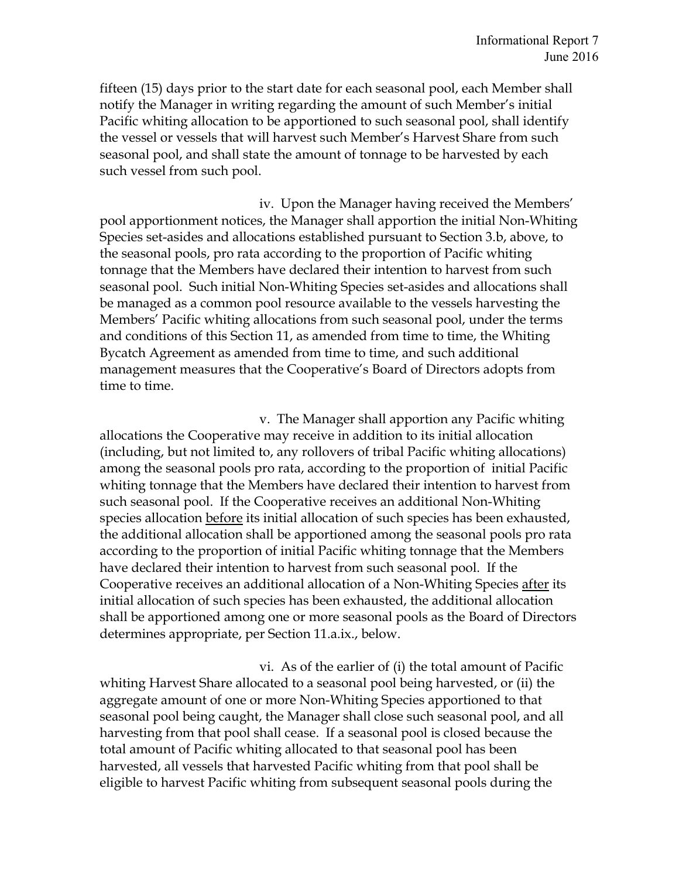fifteen (15) days prior to the start date for each seasonal pool, each Member shall notify the Manager in writing regarding the amount of such Member's initial Pacific whiting allocation to be apportioned to such seasonal pool, shall identify the vessel or vessels that will harvest such Member's Harvest Share from such seasonal pool, and shall state the amount of tonnage to be harvested by each such vessel from such pool.

iv. Upon the Manager having received the Members' pool apportionment notices, the Manager shall apportion the initial Non-Whiting Species set-asides and allocations established pursuant to Section 3.b, above, to the seasonal pools, pro rata according to the proportion of Pacific whiting tonnage that the Members have declared their intention to harvest from such seasonal pool. Such initial Non-Whiting Species set-asides and allocations shall be managed as a common pool resource available to the vessels harvesting the Members' Pacific whiting allocations from such seasonal pool, under the terms and conditions of this Section 11, as amended from time to time, the Whiting Bycatch Agreement as amended from time to time, and such additional management measures that the Cooperative's Board of Directors adopts from time to time.

v. The Manager shall apportion any Pacific whiting allocations the Cooperative may receive in addition to its initial allocation (including, but not limited to, any rollovers of tribal Pacific whiting allocations) among the seasonal pools pro rata, according to the proportion of initial Pacific whiting tonnage that the Members have declared their intention to harvest from such seasonal pool. If the Cooperative receives an additional Non-Whiting species allocation before its initial allocation of such species has been exhausted, the additional allocation shall be apportioned among the seasonal pools pro rata according to the proportion of initial Pacific whiting tonnage that the Members have declared their intention to harvest from such seasonal pool. If the Cooperative receives an additional allocation of a Non-Whiting Species after its initial allocation of such species has been exhausted, the additional allocation shall be apportioned among one or more seasonal pools as the Board of Directors determines appropriate, per Section 11.a.ix., below.

vi. As of the earlier of (i) the total amount of Pacific whiting Harvest Share allocated to a seasonal pool being harvested, or (ii) the aggregate amount of one or more Non-Whiting Species apportioned to that seasonal pool being caught, the Manager shall close such seasonal pool, and all harvesting from that pool shall cease. If a seasonal pool is closed because the total amount of Pacific whiting allocated to that seasonal pool has been harvested, all vessels that harvested Pacific whiting from that pool shall be eligible to harvest Pacific whiting from subsequent seasonal pools during the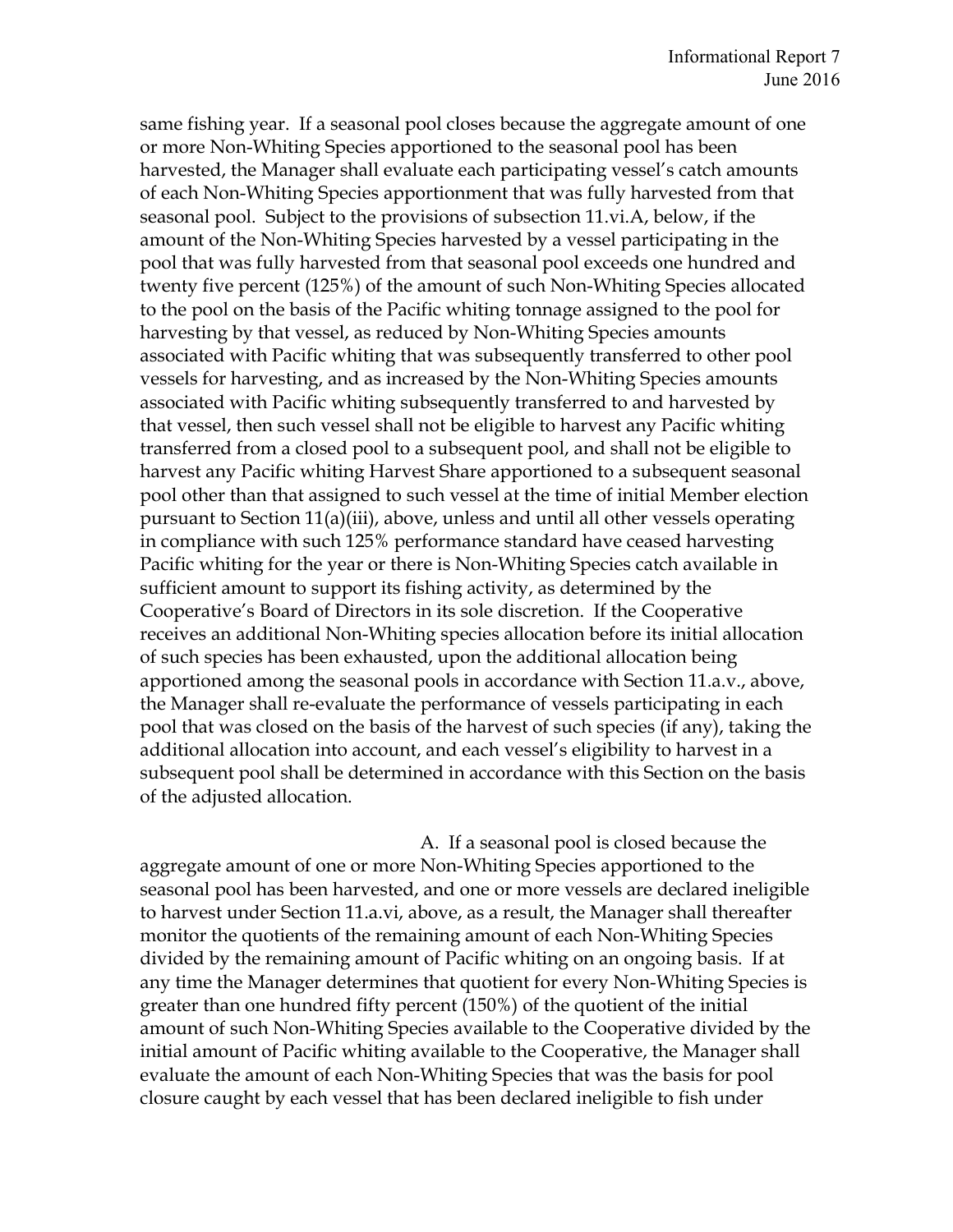same fishing year. If a seasonal pool closes because the aggregate amount of one or more Non-Whiting Species apportioned to the seasonal pool has been harvested, the Manager shall evaluate each participating vessel's catch amounts of each Non-Whiting Species apportionment that was fully harvested from that seasonal pool. Subject to the provisions of subsection 11.vi.A, below, if the amount of the Non-Whiting Species harvested by a vessel participating in the pool that was fully harvested from that seasonal pool exceeds one hundred and twenty five percent (125%) of the amount of such Non-Whiting Species allocated to the pool on the basis of the Pacific whiting tonnage assigned to the pool for harvesting by that vessel, as reduced by Non-Whiting Species amounts associated with Pacific whiting that was subsequently transferred to other pool vessels for harvesting, and as increased by the Non-Whiting Species amounts associated with Pacific whiting subsequently transferred to and harvested by that vessel, then such vessel shall not be eligible to harvest any Pacific whiting transferred from a closed pool to a subsequent pool, and shall not be eligible to harvest any Pacific whiting Harvest Share apportioned to a subsequent seasonal pool other than that assigned to such vessel at the time of initial Member election pursuant to Section 11(a)(iii), above, unless and until all other vessels operating in compliance with such 125% performance standard have ceased harvesting Pacific whiting for the year or there is Non-Whiting Species catch available in sufficient amount to support its fishing activity, as determined by the Cooperative's Board of Directors in its sole discretion. If the Cooperative receives an additional Non-Whiting species allocation before its initial allocation of such species has been exhausted, upon the additional allocation being apportioned among the seasonal pools in accordance with Section 11.a.v., above, the Manager shall re-evaluate the performance of vessels participating in each pool that was closed on the basis of the harvest of such species (if any), taking the additional allocation into account, and each vessel's eligibility to harvest in a subsequent pool shall be determined in accordance with this Section on the basis of the adjusted allocation.

A. If a seasonal pool is closed because the aggregate amount of one or more Non-Whiting Species apportioned to the seasonal pool has been harvested, and one or more vessels are declared ineligible to harvest under Section 11.a.vi, above, as a result, the Manager shall thereafter monitor the quotients of the remaining amount of each Non-Whiting Species divided by the remaining amount of Pacific whiting on an ongoing basis. If at any time the Manager determines that quotient for every Non-Whiting Species is greater than one hundred fifty percent (150%) of the quotient of the initial amount of such Non-Whiting Species available to the Cooperative divided by the initial amount of Pacific whiting available to the Cooperative, the Manager shall evaluate the amount of each Non-Whiting Species that was the basis for pool closure caught by each vessel that has been declared ineligible to fish under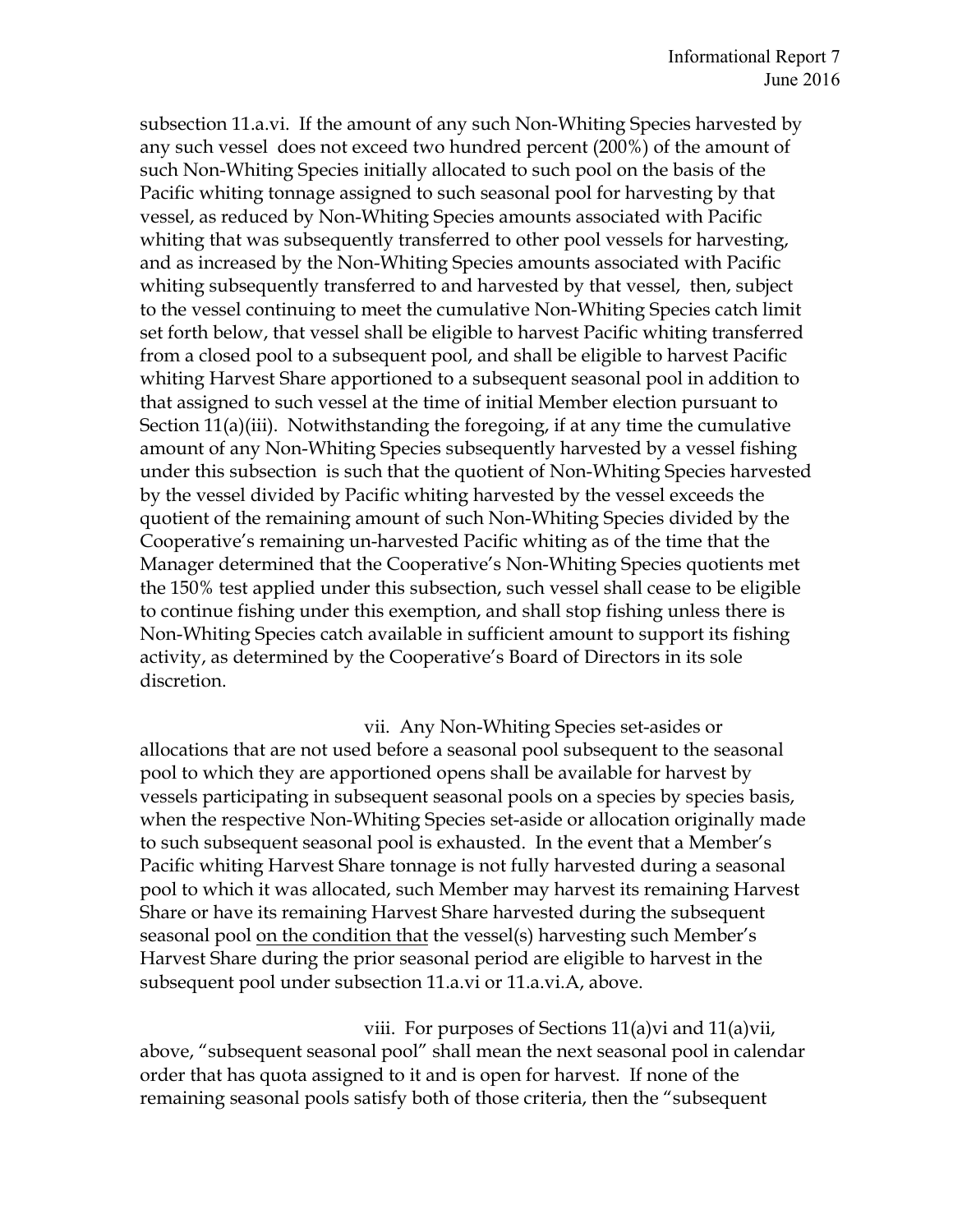subsection 11.a.vi. If the amount of any such Non-Whiting Species harvested by any such vessel does not exceed two hundred percent (200%) of the amount of such Non-Whiting Species initially allocated to such pool on the basis of the Pacific whiting tonnage assigned to such seasonal pool for harvesting by that vessel, as reduced by Non-Whiting Species amounts associated with Pacific whiting that was subsequently transferred to other pool vessels for harvesting, and as increased by the Non-Whiting Species amounts associated with Pacific whiting subsequently transferred to and harvested by that vessel, then, subject to the vessel continuing to meet the cumulative Non-Whiting Species catch limit set forth below, that vessel shall be eligible to harvest Pacific whiting transferred from a closed pool to a subsequent pool, and shall be eligible to harvest Pacific whiting Harvest Share apportioned to a subsequent seasonal pool in addition to that assigned to such vessel at the time of initial Member election pursuant to Section 11(a)(iii). Notwithstanding the foregoing, if at any time the cumulative amount of any Non-Whiting Species subsequently harvested by a vessel fishing under this subsection is such that the quotient of Non-Whiting Species harvested by the vessel divided by Pacific whiting harvested by the vessel exceeds the quotient of the remaining amount of such Non-Whiting Species divided by the Cooperative's remaining un-harvested Pacific whiting as of the time that the Manager determined that the Cooperative's Non-Whiting Species quotients met the 150% test applied under this subsection, such vessel shall cease to be eligible to continue fishing under this exemption, and shall stop fishing unless there is Non-Whiting Species catch available in sufficient amount to support its fishing activity, as determined by the Cooperative's Board of Directors in its sole discretion.

vii. Any Non-Whiting Species set-asides or allocations that are not used before a seasonal pool subsequent to the seasonal pool to which they are apportioned opens shall be available for harvest by vessels participating in subsequent seasonal pools on a species by species basis, when the respective Non-Whiting Species set-aside or allocation originally made to such subsequent seasonal pool is exhausted. In the event that a Member's Pacific whiting Harvest Share tonnage is not fully harvested during a seasonal pool to which it was allocated, such Member may harvest its remaining Harvest Share or have its remaining Harvest Share harvested during the subsequent seasonal pool <u>on the condition that</u> the vessel(s) harvesting such Member's Harvest Share during the prior seasonal period are eligible to harvest in the subsequent pool under subsection 11.a.vi or 11.a.vi.A, above.

viii. For purposes of Sections 11(a)vi and 11(a)vii, above, "subsequent seasonal pool" shall mean the next seasonal pool in calendar order that has quota assigned to it and is open for harvest. If none of the remaining seasonal pools satisfy both of those criteria, then the "subsequent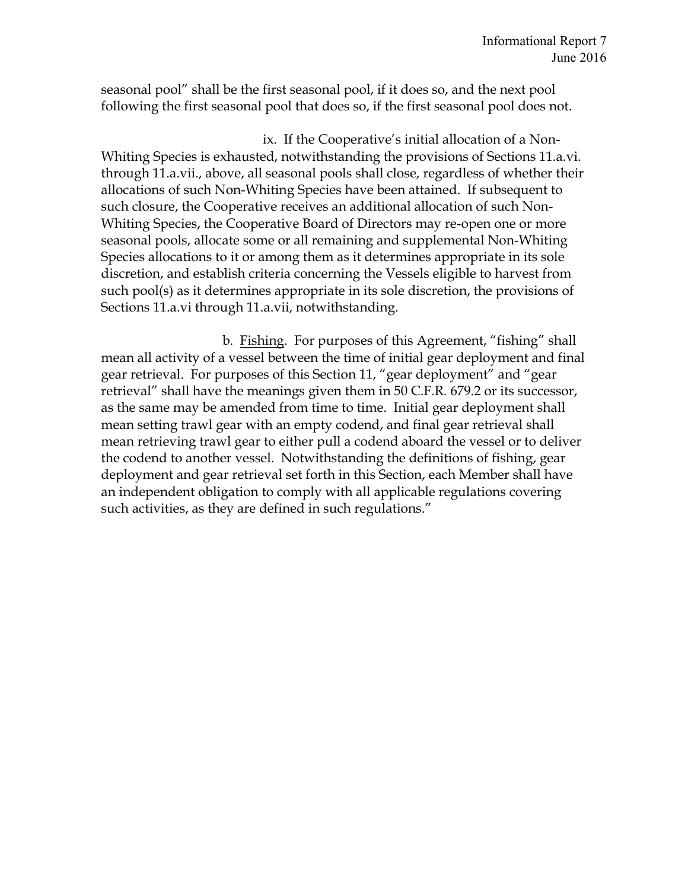seasonal pool" shall be the first seasonal pool, if it does so, and the next pool following the first seasonal pool that does so, if the first seasonal pool does not.

ix. If the Cooperative's initial allocation of a Non-Whiting Species is exhausted, notwithstanding the provisions of Sections 11.a.vi. through 11.a.vii., above, all seasonal pools shall close, regardless of whether their allocations of such Non-Whiting Species have been attained. If subsequent to such closure, the Cooperative receives an additional allocation of such Non-Whiting Species, the Cooperative Board of Directors may re-open one or more seasonal pools, allocate some or all remaining and supplemental Non-Whiting Species allocations to it or among them as it determines appropriate in its sole discretion, and establish criteria concerning the Vessels eligible to harvest from such pool(s) as it determines appropriate in its sole discretion, the provisions of Sections 11.a.vi through 11.a.vii, notwithstanding.

b. Fishing. For purposes of this Agreement, "fishing" shall mean all activity of a vessel between the time of initial gear deployment and final gear retrieval. For purposes of this Section 11, "gear deployment" and "gear retrieval" shall have the meanings given them in 50 C.F.R. 679.2 or its successor, as the same may be amended from time to time. Initial gear deployment shall mean setting trawl gear with an empty codend, and final gear retrieval shall mean retrieving trawl gear to either pull a codend aboard the vessel or to deliver the codend to another vessel. Notwithstanding the definitions of fishing, gear deployment and gear retrieval set forth in this Section, each Member shall have an independent obligation to comply with all applicable regulations covering such activities, as they are defined in such regulations."